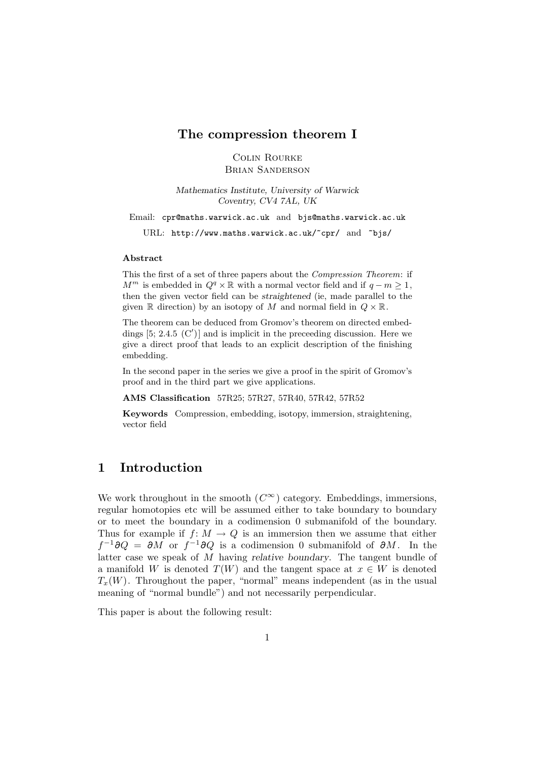# The compression theorem I

Colin Rourke
Brian Sanderson

*Mathematics Institute, University of Warwick*
*Coventry, CV4 7AL, UK*

Email: cpr@maths.warwick.ac.uk and bjs@maths.warwick.ac.uk

URL: http://www.maths.warwick.ac.uk/~cpr/ and ~bjs/

**Abstract**

This the first of a set of three papers about the *Compression Theorem*: if $M^m$ is embedded in $Q^q \times \mathbb{R}$ with a normal vector field and if $q - m \geq 1$, then the given vector field can be *straightened* (ie, made parallel to the given $\mathbb{R}$ direction) by an isotopy of $M$ and normal field in $Q \times \mathbb{R}$.

The theorem can be deduced from Gromov's theorem on directed embeddings [5; 2.4.5 (C′)] and is implicit in the preceeding discussion. Here we give a direct proof that leads to an explicit description of the finishing embedding.

In the second paper in the series we give a proof in the spirit of Gromov's proof and in the third part we give applications.

**AMS Classification** 57R25; 57R27, 57R40, 57R42, 57R52

**Keywords** Compression, embedding, isotopy, immersion, straightening, vector field

## 1 Introduction

We work throughout in the smooth ($C^\infty$) category. Embeddings, immersions, regular homotopies etc will be assumed either to take boundary to boundary or to meet the boundary in a codimension 0 submanifold of the boundary. Thus for example if $f\colon M \to Q$ is an immersion then we assume that either $f^{-1}\partial Q = \partial M$ or $f^{-1}\partial Q$ is a codimension 0 submanifold of $\partial M$. In the latter case we speak of $M$ having *relative boundary*. The tangent bundle of a manifold $W$ is denoted $T(W)$ and the tangent space at $x \in W$ is denoted $T_x(W)$. Throughout the paper, "normal" means independent (as in the usual meaning of "normal bundle") and not necessarily perpendicular.

This paper is about the following result: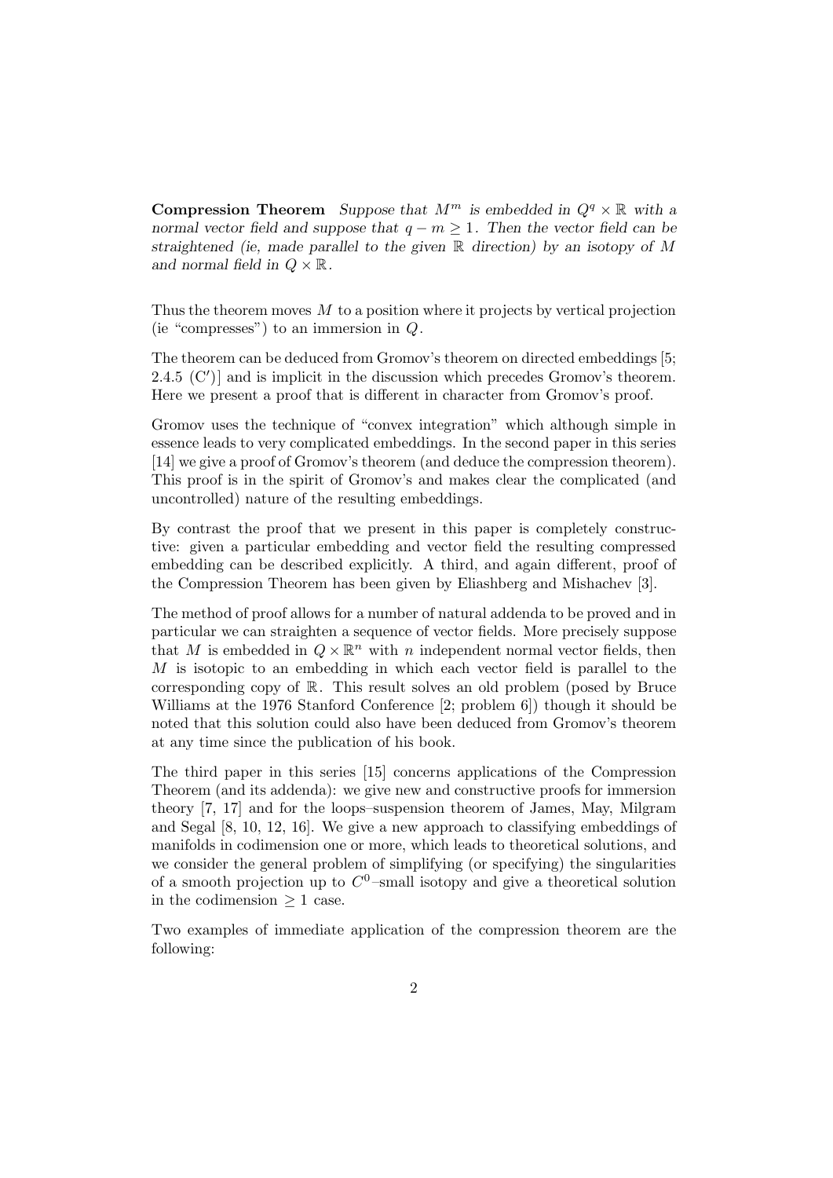**Compression Theorem** *Suppose that $M^m$ is embedded in $Q^q \times \mathbb{R}$ with a normal vector field and suppose that $q - m \geq 1$. Then the vector field can be straightened (ie, made parallel to the given $\mathbb{R}$ direction) by an isotopy of $M$ and normal field in $Q \times \mathbb{R}$.*

Thus the theorem moves $M$ to a position where it projects by vertical projection (ie "compresses") to an immersion in $Q$.

The theorem can be deduced from Gromov's theorem on directed embeddings [5; 2.4.5 (C′)] and is implicit in the discussion which precedes Gromov's theorem. Here we present a proof that is different in character from Gromov's proof.

Gromov uses the technique of "convex integration" which although simple in essence leads to very complicated embeddings. In the second paper in this series [14] we give a proof of Gromov's theorem (and deduce the compression theorem). This proof is in the spirit of Gromov's and makes clear the complicated (and uncontrolled) nature of the resulting embeddings.

By contrast the proof that we present in this paper is completely constructive: given a particular embedding and vector field the resulting compressed embedding can be described explicitly. A third, and again different, proof of the Compression Theorem has been given by Eliashberg and Mishachev [3].

The method of proof allows for a number of natural addenda to be proved and in particular we can straighten a sequence of vector fields. More precisely suppose that $M$ is embedded in $Q \times \mathbb{R}^n$ with $n$ independent normal vector fields, then $M$ is isotopic to an embedding in which each vector field is parallel to the corresponding copy of $\mathbb{R}$. This result solves an old problem (posed by Bruce Williams at the 1976 Stanford Conference [2; problem 6]) though it should be noted that this solution could also have been deduced from Gromov's theorem at any time since the publication of his book.

The third paper in this series [15] concerns applications of the Compression Theorem (and its addenda): we give new and constructive proofs for immersion theory [7, 17] and for the loops–suspension theorem of James, May, Milgram and Segal [8, 10, 12, 16]. We give a new approach to classifying embeddings of manifolds in codimension one or more, which leads to theoretical solutions, and we consider the general problem of simplifying (or specifying) the singularities of a smooth projection up to $C^0$–small isotopy and give a theoretical solution in the codimension $\geq 1$ case.

Two examples of immediate application of the compression theorem are the following: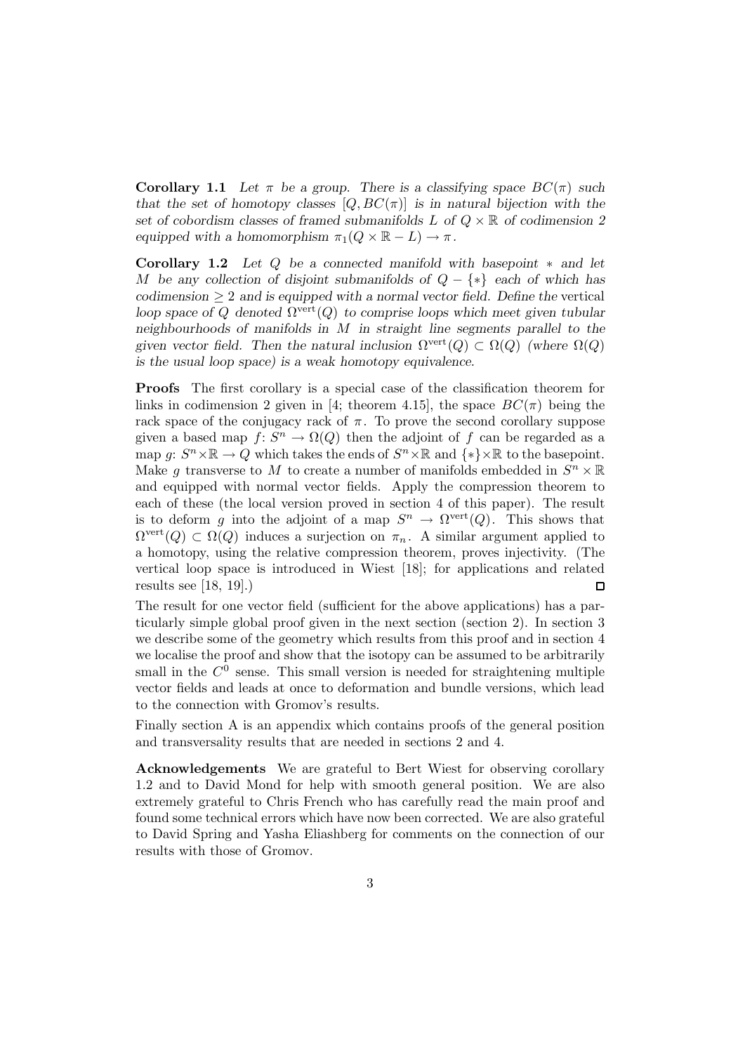**Corollary 1.1** *Let $\pi$ be a group. There is a classifying space $BC(\pi)$ such that the set of homotopy classes $[Q, BC(\pi)]$ is in natural bijection with the set of cobordism classes of framed submanifolds $L$ of $Q \times \mathbb{R}$ of codimension 2 equipped with a homomorphism $\pi_1(Q \times \mathbb{R} - L) \to \pi$.*

**Corollary 1.2** *Let $Q$ be a connected manifold with basepoint $*$ and let $M$ be any collection of disjoint submanifolds of $Q - \{*\}$ each of which has codimension $\geq 2$ and is equipped with a normal vector field. Define the* vertical loop space *of $Q$ denoted $\Omega^{\text{vert}}(Q)$ to comprise loops which meet given tubular neighbourhoods of manifolds in $M$ in straight line segments parallel to the given vector field. Then the natural inclusion $\Omega^{\text{vert}}(Q) \subset \Omega(Q)$ (where $\Omega(Q)$ is the usual loop space) is a weak homotopy equivalence.*

**Proofs** The first corollary is a special case of the classification theorem for links in codimension 2 given in [4; theorem 4.15], the space $BC(\pi)$ being the rack space of the conjugacy rack of $\pi$. To prove the second corollary suppose given a based map $f\colon S^n \to \Omega(Q)$ then the adjoint of $f$ can be regarded as a map $g\colon S^n \times \mathbb{R} \to Q$ which takes the ends of $S^n \times \mathbb{R}$ and $\{*\} \times \mathbb{R}$ to the basepoint. Make $g$ transverse to $M$ to create a number of manifolds embedded in $S^n \times \mathbb{R}$ and equipped with normal vector fields. Apply the compression theorem to each of these (the local version proved in section 4 of this paper). The result is to deform $g$ into the adjoint of a map $S^n \to \Omega^{\text{vert}}(Q)$. This shows that $\Omega^{\text{vert}}(Q) \subset \Omega(Q)$ induces a surjection on $\pi_n$. A similar argument applied to a homotopy, using the relative compression theorem, proves injectivity. (The vertical loop space is introduced in Wiest [18]; for applications and related results see [18, 19].) □

The result for one vector field (sufficient for the above applications) has a particularly simple global proof given in the next section (section 2). In section 3 we describe some of the geometry which results from this proof and in section 4 we localise the proof and show that the isotopy can be assumed to be arbitrarily small in the $C^0$ sense. This small version is needed for straightening multiple vector fields and leads at once to deformation and bundle versions, which lead to the connection with Gromov's results.

Finally section A is an appendix which contains proofs of the general position and transversality results that are needed in sections 2 and 4.

**Acknowledgements** We are grateful to Bert Wiest for observing corollary 1.2 and to David Mond for help with smooth general position. We are also extremely grateful to Chris French who has carefully read the main proof and found some technical errors which have now been corrected. We are also grateful to David Spring and Yasha Eliashberg for comments on the connection of our results with those of Gromov.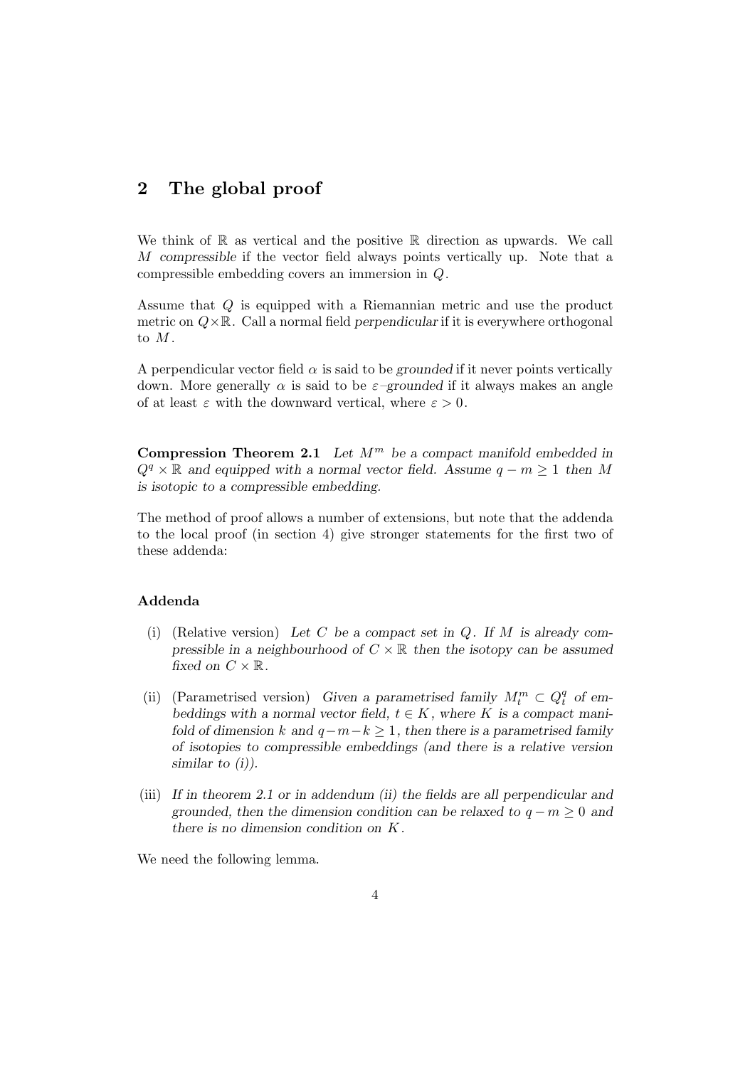## 2 The global proof

We think of $\mathbb{R}$ as vertical and the positive $\mathbb{R}$ direction as upwards. We call $M$ *compressible* if the vector field always points vertically up. Note that a compressible embedding covers an immersion in $Q$.

Assume that $Q$ is equipped with a Riemannian metric and use the product metric on $Q \times \mathbb{R}$. Call a normal field *perpendicular* if it is everywhere orthogonal to $M$.

A perpendicular vector field $\alpha$ is said to be *grounded* if it never points vertically down. More generally $\alpha$ is said to be $\varepsilon$*–grounded* if it always makes an angle of at least $\varepsilon$ with the downward vertical, where $\varepsilon > 0$.

**Compression Theorem 2.1** *Let $M^m$ be a compact manifold embedded in $Q^q \times \mathbb{R}$ and equipped with a normal vector field. Assume $q - m \geq 1$ then $M$ is isotopic to a compressible embedding.*

The method of proof allows a number of extensions, but note that the addenda to the local proof (in section 4) give stronger statements for the first two of these addenda:

### Addenda

(i) (Relative version) *Let $C$ be a compact set in $Q$. If $M$ is already compressible in a neighbourhood of $C \times \mathbb{R}$ then the isotopy can be assumed fixed on $C \times \mathbb{R}$.*

(ii) (Parametrised version) *Given a parametrised family $M_t^m \subset Q_t^q$ of embeddings with a normal vector field, $t \in K$, where $K$ is a compact manifold of dimension $k$ and $q - m - k \geq 1$, then there is a parametrised family of isotopies to compressible embeddings (and there is a relative version similar to (i)).*

(iii) *If in theorem 2.1 or in addendum (ii) the fields are all perpendicular and grounded, then the dimension condition can be relaxed to $q - m \geq 0$ and there is no dimension condition on $K$.*

We need the following lemma.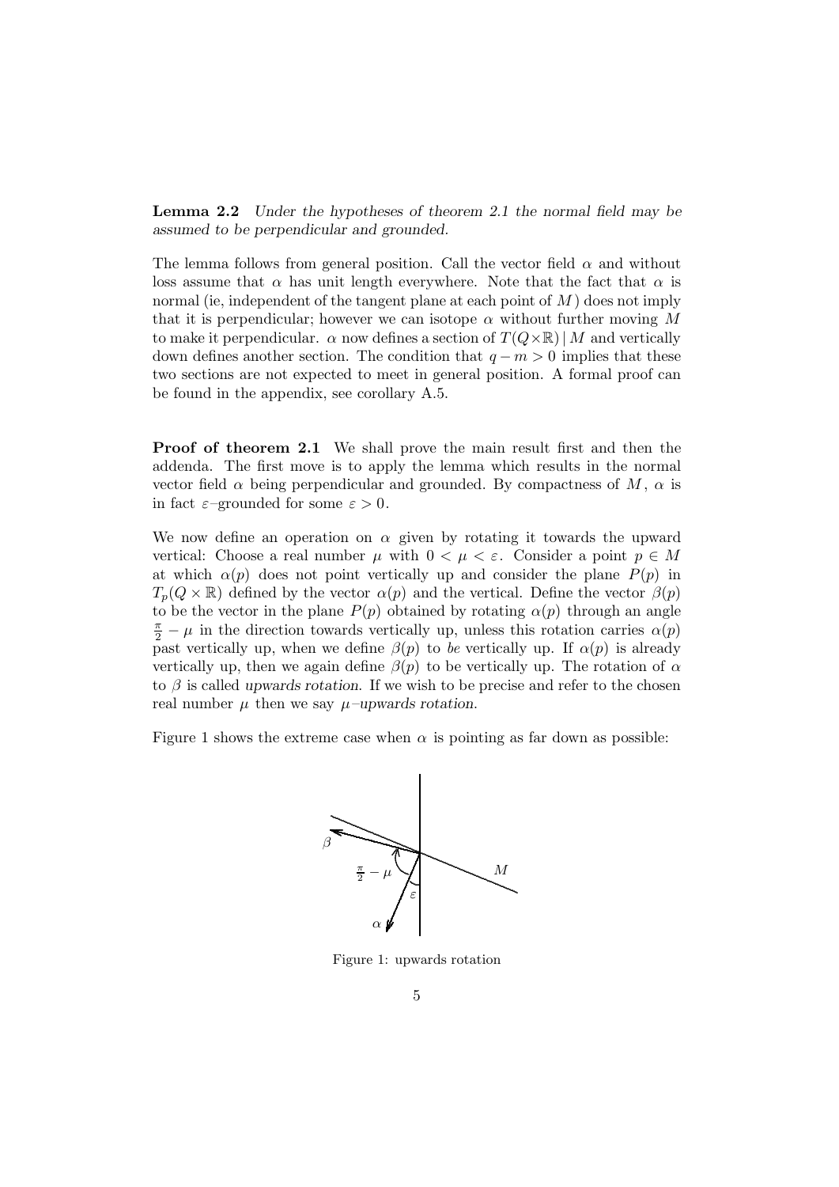**Lemma 2.2** *Under the hypotheses of theorem 2.1 the normal field may be assumed to be perpendicular and grounded.*

The lemma follows from general position. Call the vector field $\alpha$ and without loss assume that $\alpha$ has unit length everywhere. Note that the fact that $\alpha$ is normal (ie, independent of the tangent plane at each point of $M$) does not imply that it is perpendicular; however we can isotope $\alpha$ without further moving $M$ to make it perpendicular. $\alpha$ now defines a section of $T(Q\times\mathbb{R})\,|\,M$ and vertically down defines another section. The condition that $q-m>0$ implies that these two sections are not expected to meet in general position. A formal proof can be found in the appendix, see corollary A.5.

**Proof of theorem 2.1** We shall prove the main result first and then the addenda. The first move is to apply the lemma which results in the normal vector field $\alpha$ being perpendicular and grounded. By compactness of $M$, $\alpha$ is in fact $\varepsilon$–grounded for some $\varepsilon > 0$.

We now define an operation on $\alpha$ given by rotating it towards the upward vertical: Choose a real number $\mu$ with $0 < \mu < \varepsilon$. Consider a point $p \in M$ at which $\alpha(p)$ does not point vertically up and consider the plane $P(p)$ in $T_p(Q \times \mathbb{R})$ defined by the vector $\alpha(p)$ and the vertical. Define the vector $\beta(p)$ to be the vector in the plane $P(p)$ obtained by rotating $\alpha(p)$ through an angle $\frac{\pi}{2} - \mu$ in the direction towards vertically up, unless this rotation carries $\alpha(p)$ past vertically up, when we define $\beta(p)$ to *be* vertically up. If $\alpha(p)$ is already vertically up, then we again define $\beta(p)$ to be vertically up. The rotation of $\alpha$ to $\beta$ is called *upwards rotation*. If we wish to be precise and refer to the chosen real number $\mu$ then we say $\mu$*–upwards rotation*.

Figure 1 shows the extreme case when $\alpha$ is pointing as far down as possible:

Figure 1: upwards rotation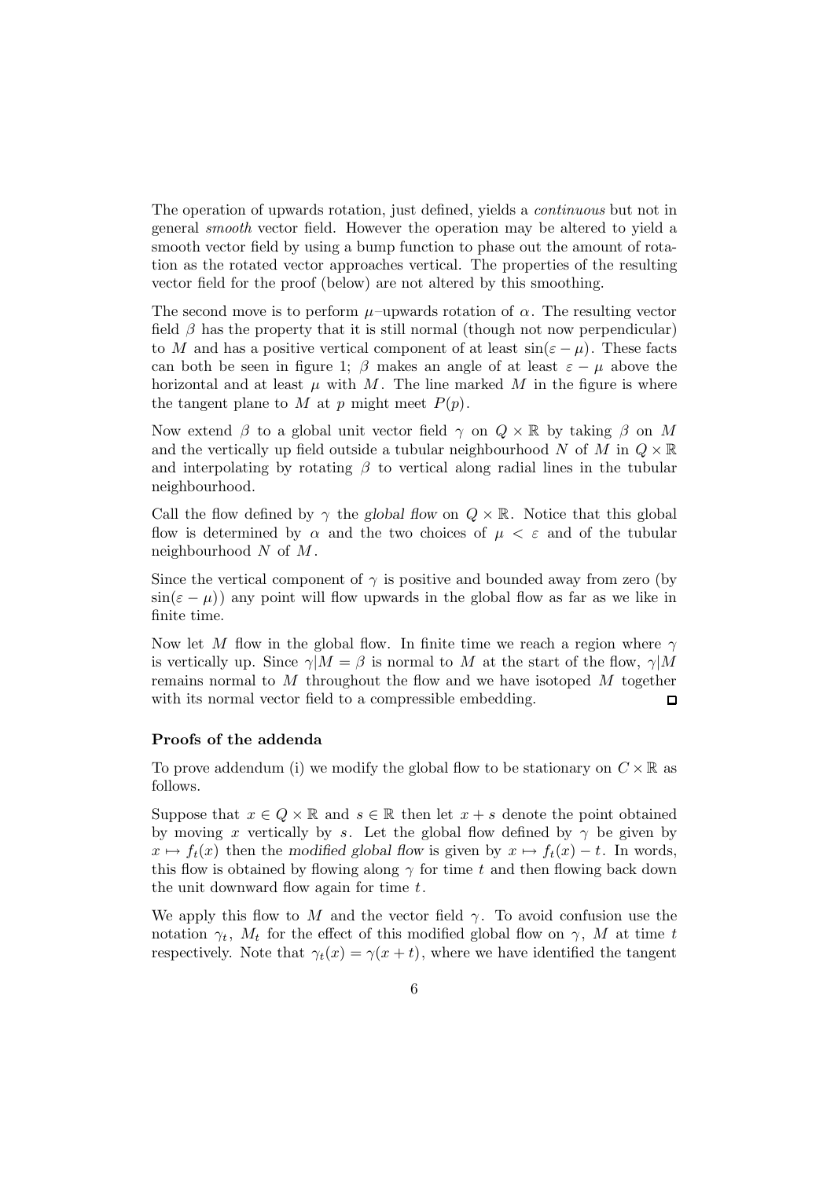The operation of upwards rotation, just defined, yields a *continuous* but not in general *smooth* vector field. However the operation may be altered to yield a smooth vector field by using a bump function to phase out the amount of rotation as the rotated vector approaches vertical. The properties of the resulting vector field for the proof (below) are not altered by this smoothing.

The second move is to perform $\mu$–upwards rotation of $\alpha$. The resulting vector field $\beta$ has the property that it is still normal (though not now perpendicular) to $M$ and has a positive vertical component of at least $\sin(\varepsilon - \mu)$. These facts can both be seen in figure 1; $\beta$ makes an angle of at least $\varepsilon - \mu$ above the horizontal and at least $\mu$ with $M$. The line marked $M$ in the figure is where the tangent plane to $M$ at $p$ might meet $P(p)$.

Now extend $\beta$ to a global unit vector field $\gamma$ on $Q \times \mathbb{R}$ by taking $\beta$ on $M$ and the vertically up field outside a tubular neighbourhood $N$ of $M$ in $Q \times \mathbb{R}$ and interpolating by rotating $\beta$ to vertical along radial lines in the tubular neighbourhood.

Call the flow defined by $\gamma$ the *global flow* on $Q \times \mathbb{R}$. Notice that this global flow is determined by $\alpha$ and the two choices of $\mu < \varepsilon$ and of the tubular neighbourhood $N$ of $M$.

Since the vertical component of $\gamma$ is positive and bounded away from zero (by $\sin(\varepsilon - \mu)$) any point will flow upwards in the global flow as far as we like in finite time.

Now let $M$ flow in the global flow. In finite time we reach a region where $\gamma$ is vertically up. Since $\gamma|M = \beta$ is normal to $M$ at the start of the flow, $\gamma|M$ remains normal to $M$ throughout the flow and we have isotoped $M$ together with its normal vector field to a compressible embedding. $\square$

### Proofs of the addenda

To prove addendum (i) we modify the global flow to be stationary on $C \times \mathbb{R}$ as follows.

Suppose that $x \in Q \times \mathbb{R}$ and $s \in \mathbb{R}$ then let $x + s$ denote the point obtained by moving $x$ vertically by $s$. Let the global flow defined by $\gamma$ be given by $x \mapsto f_t(x)$ then the *modified global flow* is given by $x \mapsto f_t(x) - t$. In words, this flow is obtained by flowing along $\gamma$ for time $t$ and then flowing back down the unit downward flow again for time $t$.

We apply this flow to $M$ and the vector field $\gamma$. To avoid confusion use the notation $\gamma_t$, $M_t$ for the effect of this modified global flow on $\gamma$, $M$ at time $t$ respectively. Note that $\gamma_t(x) = \gamma(x + t)$, where we have identified the tangent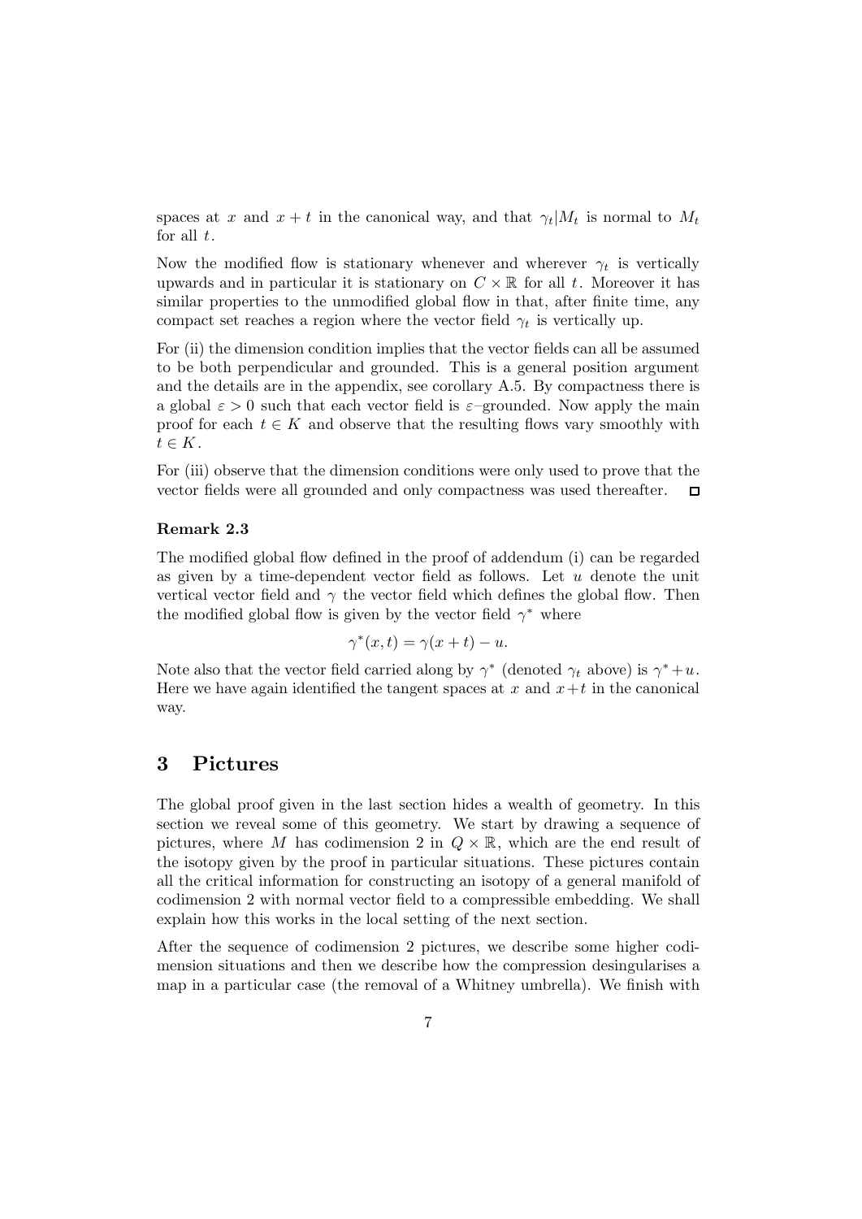spaces at $x$ and $x+t$ in the canonical way, and that $\gamma_t|M_t$ is normal to $M_t$ for all $t$.

Now the modified flow is stationary whenever and wherever $\gamma_t$ is vertically upwards and in particular it is stationary on $C \times \mathbb{R}$ for all $t$. Moreover it has similar properties to the unmodified global flow in that, after finite time, any compact set reaches a region where the vector field $\gamma_t$ is vertically up.

For (ii) the dimension condition implies that the vector fields can all be assumed to be both perpendicular and grounded. This is a general position argument and the details are in the appendix, see corollary A.5. By compactness there is a global $\varepsilon > 0$ such that each vector field is $\varepsilon$–grounded. Now apply the main proof for each $t \in K$ and observe that the resulting flows vary smoothly with $t \in K$.

For (iii) observe that the dimension conditions were only used to prove that the vector fields were all grounded and only compactness was used thereafter. □

**Remark 2.3**

The modified global flow defined in the proof of addendum (i) can be regarded as given by a time-dependent vector field as follows. Let $u$ denote the unit vertical vector field and $\gamma$ the vector field which defines the global flow. Then the modified global flow is given by the vector field $\gamma^*$ where

$$\gamma^*(x,t) = \gamma(x+t) - u.$$

Note also that the vector field carried along by $\gamma^*$ (denoted $\gamma_t$ above) is $\gamma^* + u$. Here we have again identified the tangent spaces at $x$ and $x+t$ in the canonical way.

## 3 Pictures

The global proof given in the last section hides a wealth of geometry. In this section we reveal some of this geometry. We start by drawing a sequence of pictures, where $M$ has codimension 2 in $Q \times \mathbb{R}$, which are the end result of the isotopy given by the proof in particular situations. These pictures contain all the critical information for constructing an isotopy of a general manifold of codimension 2 with normal vector field to a compressible embedding. We shall explain how this works in the local setting of the next section.

After the sequence of codimension 2 pictures, we describe some higher codimension situations and then we describe how the compression desingularises a map in a particular case (the removal of a Whitney umbrella). We finish with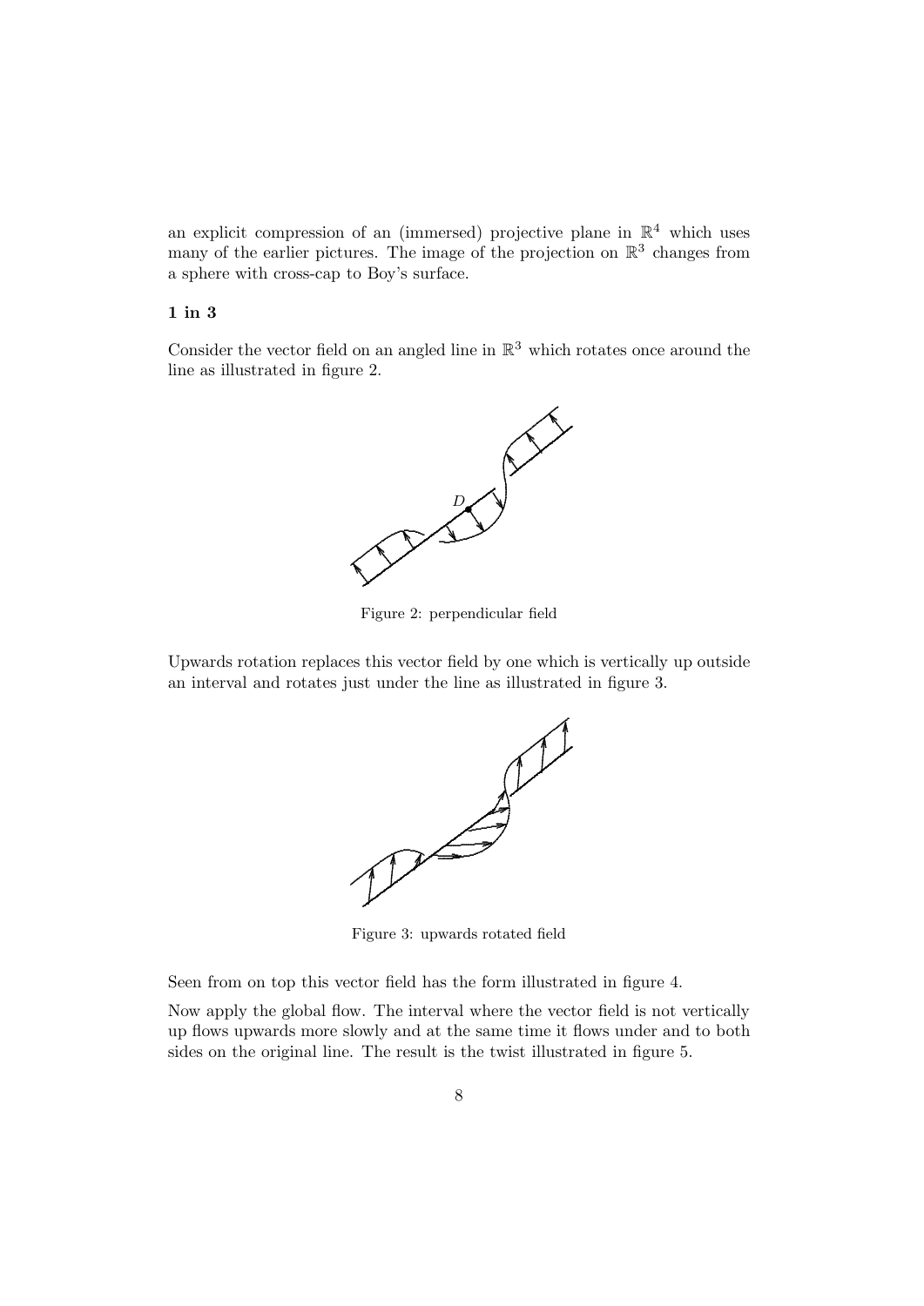an explicit compression of an (immersed) projective plane in $\mathbb{R}^4$ which uses many of the earlier pictures. The image of the projection on $\mathbb{R}^3$ changes from a sphere with cross-cap to Boy's surface.

### 1 in 3

Consider the vector field on an angled line in $\mathbb{R}^3$ which rotates once around the line as illustrated in figure 2.

Figure 2: perpendicular field

Upwards rotation replaces this vector field by one which is vertically up outside an interval and rotates just under the line as illustrated in figure 3.

Figure 3: upwards rotated field

Seen from on top this vector field has the form illustrated in figure 4.

Now apply the global flow. The interval where the vector field is not vertically up flows upwards more slowly and at the same time it flows under and to both sides on the original line. The result is the twist illustrated in figure 5.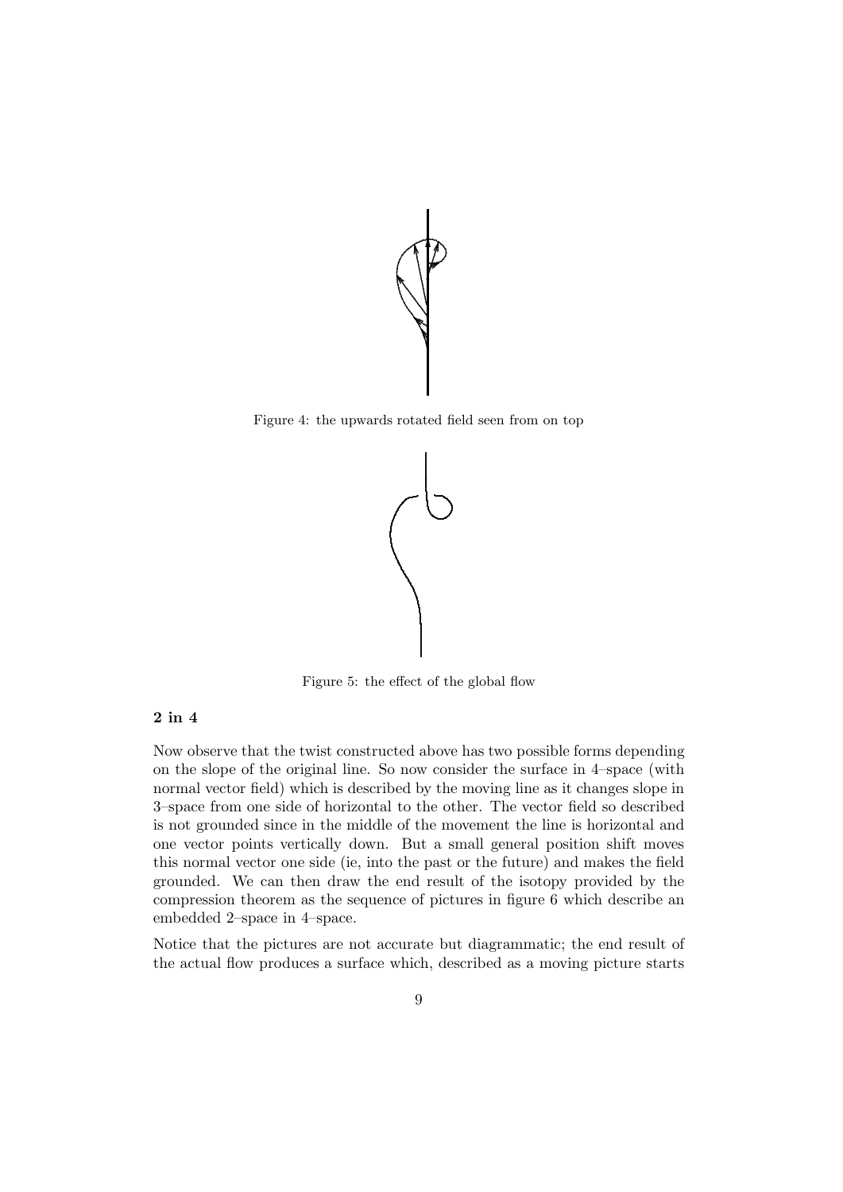Figure 4: the upwards rotated field seen from on top

Figure 5: the effect of the global flow

**2 in 4**

Now observe that the twist constructed above has two possible forms depending on the slope of the original line. So now consider the surface in 4–space (with normal vector field) which is described by the moving line as it changes slope in 3–space from one side of horizontal to the other. The vector field so described is not grounded since in the middle of the movement the line is horizontal and one vector points vertically down. But a small general position shift moves this normal vector one side (ie, into the past or the future) and makes the field grounded. We can then draw the end result of the isotopy provided by the compression theorem as the sequence of pictures in figure 6 which describe an embedded 2–space in 4–space.

Notice that the pictures are not accurate but diagrammatic; the end result of the actual flow produces a surface which, described as a moving picture starts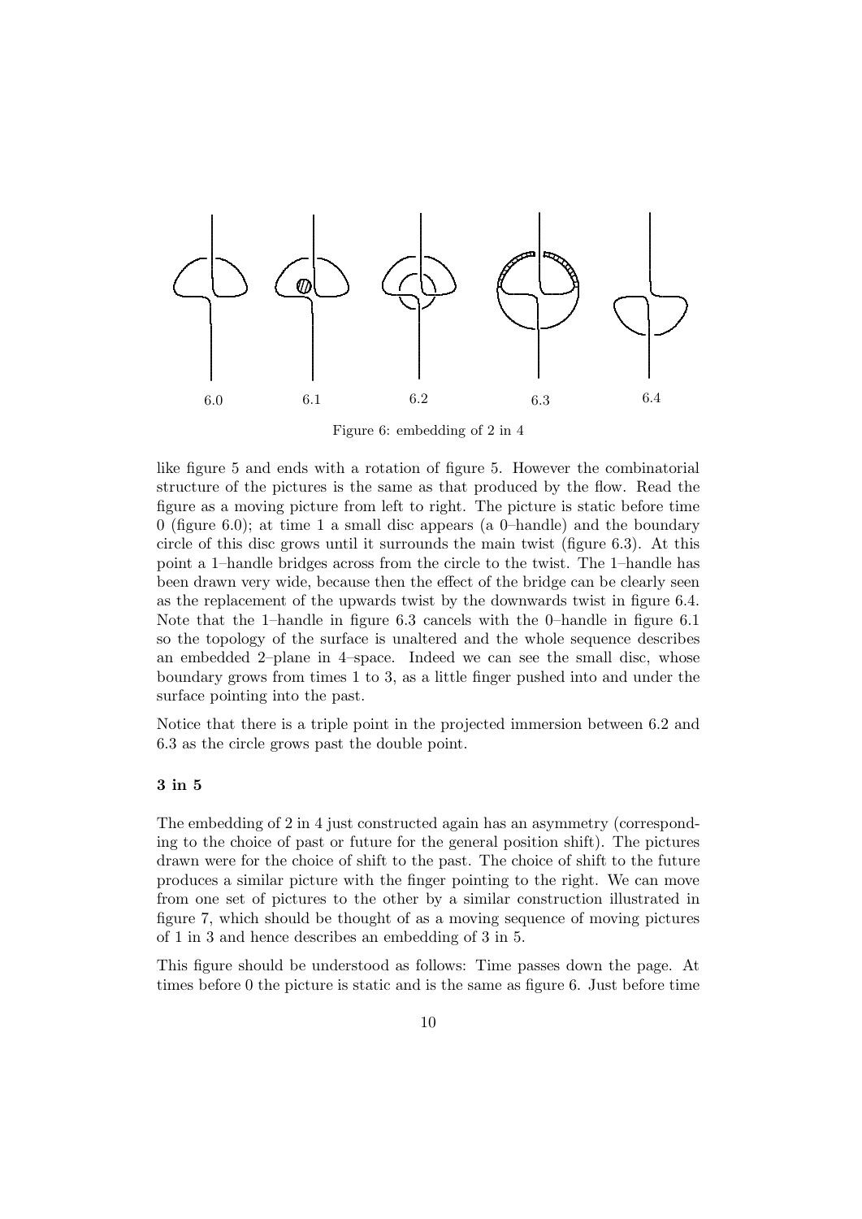6.0 6.1 6.2 6.3 6.4

Figure 6: embedding of 2 in 4

like figure 5 and ends with a rotation of figure 5. However the combinatorial structure of the pictures is the same as that produced by the flow. Read the figure as a moving picture from left to right. The picture is static before time 0 (figure 6.0); at time 1 a small disc appears (a 0–handle) and the boundary circle of this disc grows until it surrounds the main twist (figure 6.3). At this point a 1–handle bridges across from the circle to the twist. The 1–handle has been drawn very wide, because then the effect of the bridge can be clearly seen as the replacement of the upwards twist by the downwards twist in figure 6.4. Note that the 1–handle in figure 6.3 cancels with the 0–handle in figure 6.1 so the topology of the surface is unaltered and the whole sequence describes an embedded 2–plane in 4–space. Indeed we can see the small disc, whose boundary grows from times 1 to 3, as a little finger pushed into and under the surface pointing into the past.

Notice that there is a triple point in the projected immersion between 6.2 and 6.3 as the circle grows past the double point.

### 3 in 5

The embedding of 2 in 4 just constructed again has an asymmetry (corresponding to the choice of past or future for the general position shift). The pictures drawn were for the choice of shift to the past. The choice of shift to the future produces a similar picture with the finger pointing to the right. We can move from one set of pictures to the other by a similar construction illustrated in figure 7, which should be thought of as a moving sequence of moving pictures of 1 in 3 and hence describes an embedding of 3 in 5.

This figure should be understood as follows: Time passes down the page. At times before 0 the picture is static and is the same as figure 6. Just before time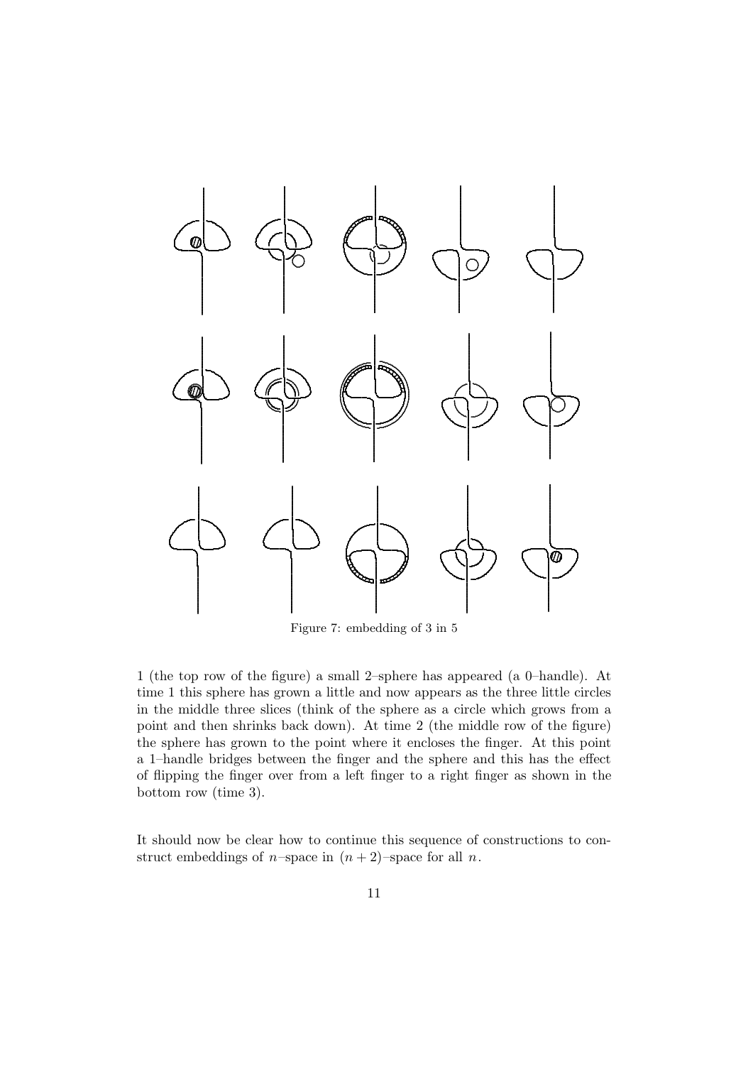Figure 7: embedding of 3 in 5

1 (the top row of the figure) a small 2–sphere has appeared (a 0–handle). At time 1 this sphere has grown a little and now appears as the three little circles in the middle three slices (think of the sphere as a circle which grows from a point and then shrinks back down). At time 2 (the middle row of the figure) the sphere has grown to the point where it encloses the finger. At this point a 1–handle bridges between the finger and the sphere and this has the effect of flipping the finger over from a left finger to a right finger as shown in the bottom row (time 3).

It should now be clear how to continue this sequence of constructions to construct embeddings of $n$–space in $(n+2)$–space for all $n$.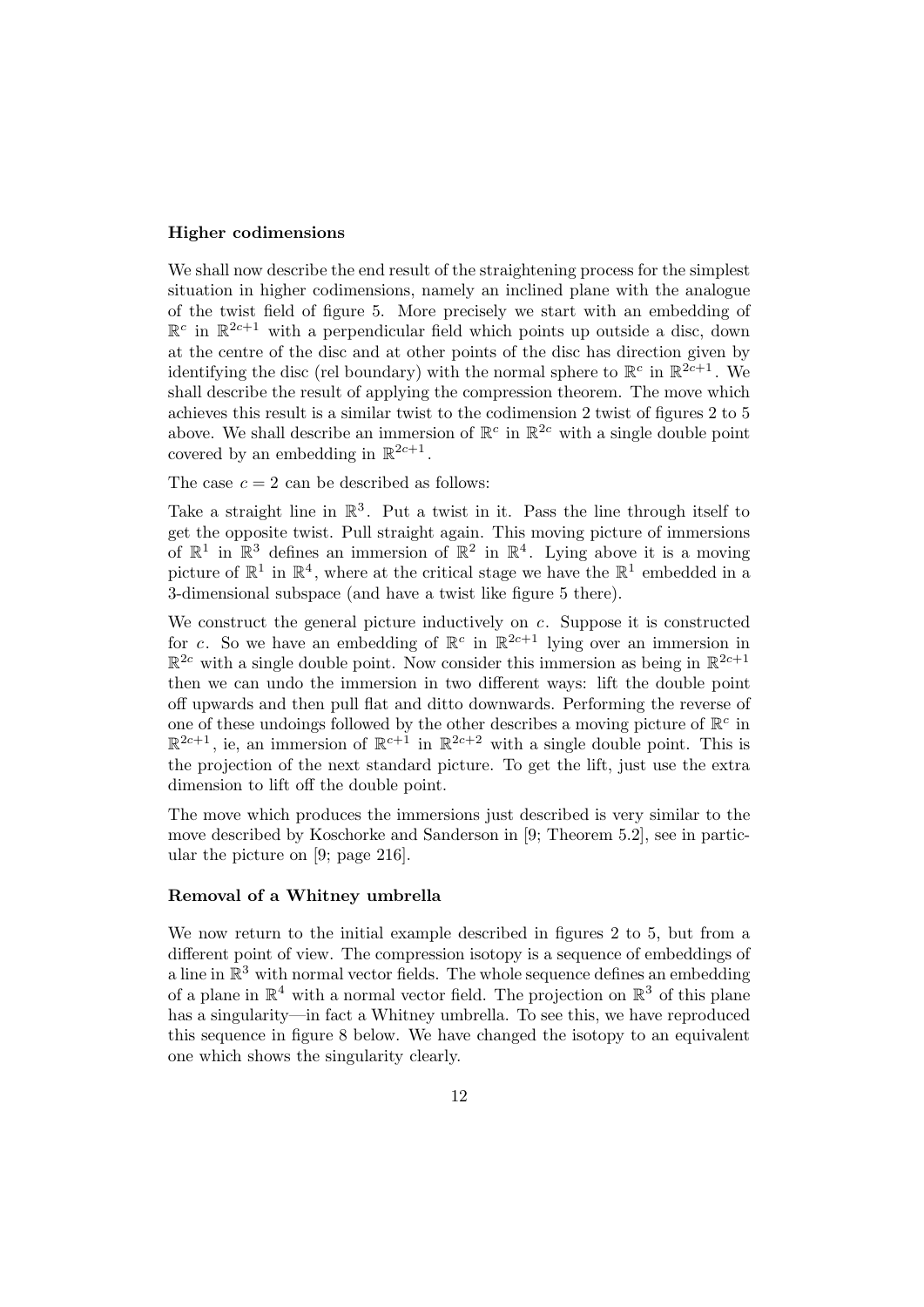### Higher codimensions

We shall now describe the end result of the straightening process for the simplest situation in higher codimensions, namely an inclined plane with the analogue of the twist field of figure 5. More precisely we start with an embedding of $\mathbb{R}^c$ in $\mathbb{R}^{2c+1}$ with a perpendicular field which points up outside a disc, down at the centre of the disc and at other points of the disc has direction given by identifying the disc (rel boundary) with the normal sphere to $\mathbb{R}^c$ in $\mathbb{R}^{2c+1}$. We shall describe the result of applying the compression theorem. The move which achieves this result is a similar twist to the codimension 2 twist of figures 2 to 5 above. We shall describe an immersion of $\mathbb{R}^c$ in $\mathbb{R}^{2c}$ with a single double point covered by an embedding in $\mathbb{R}^{2c+1}$.

The case $c = 2$ can be described as follows:

Take a straight line in $\mathbb{R}^3$. Put a twist in it. Pass the line through itself to get the opposite twist. Pull straight again. This moving picture of immersions of $\mathbb{R}^1$ in $\mathbb{R}^3$ defines an immersion of $\mathbb{R}^2$ in $\mathbb{R}^4$. Lying above it is a moving picture of $\mathbb{R}^1$ in $\mathbb{R}^4$, where at the critical stage we have the $\mathbb{R}^1$ embedded in a 3-dimensional subspace (and have a twist like figure 5 there).

We construct the general picture inductively on $c$. Suppose it is constructed for $c$. So we have an embedding of $\mathbb{R}^c$ in $\mathbb{R}^{2c+1}$ lying over an immersion in $\mathbb{R}^{2c}$ with a single double point. Now consider this immersion as being in $\mathbb{R}^{2c+1}$ then we can undo the immersion in two different ways: lift the double point off upwards and then pull flat and ditto downwards. Performing the reverse of one of these undoings followed by the other describes a moving picture of $\mathbb{R}^c$ in $\mathbb{R}^{2c+1}$, ie, an immersion of $\mathbb{R}^{c+1}$ in $\mathbb{R}^{2c+2}$ with a single double point. This is the projection of the next standard picture. To get the lift, just use the extra dimension to lift off the double point.

The move which produces the immersions just described is very similar to the move described by Koschorke and Sanderson in [9; Theorem 5.2], see in particular the picture on [9; page 216].

### Removal of a Whitney umbrella

We now return to the initial example described in figures 2 to 5, but from a different point of view. The compression isotopy is a sequence of embeddings of a line in $\mathbb{R}^3$ with normal vector fields. The whole sequence defines an embedding of a plane in $\mathbb{R}^4$ with a normal vector field. The projection on $\mathbb{R}^3$ of this plane has a singularity—in fact a Whitney umbrella. To see this, we have reproduced this sequence in figure 8 below. We have changed the isotopy to an equivalent one which shows the singularity clearly.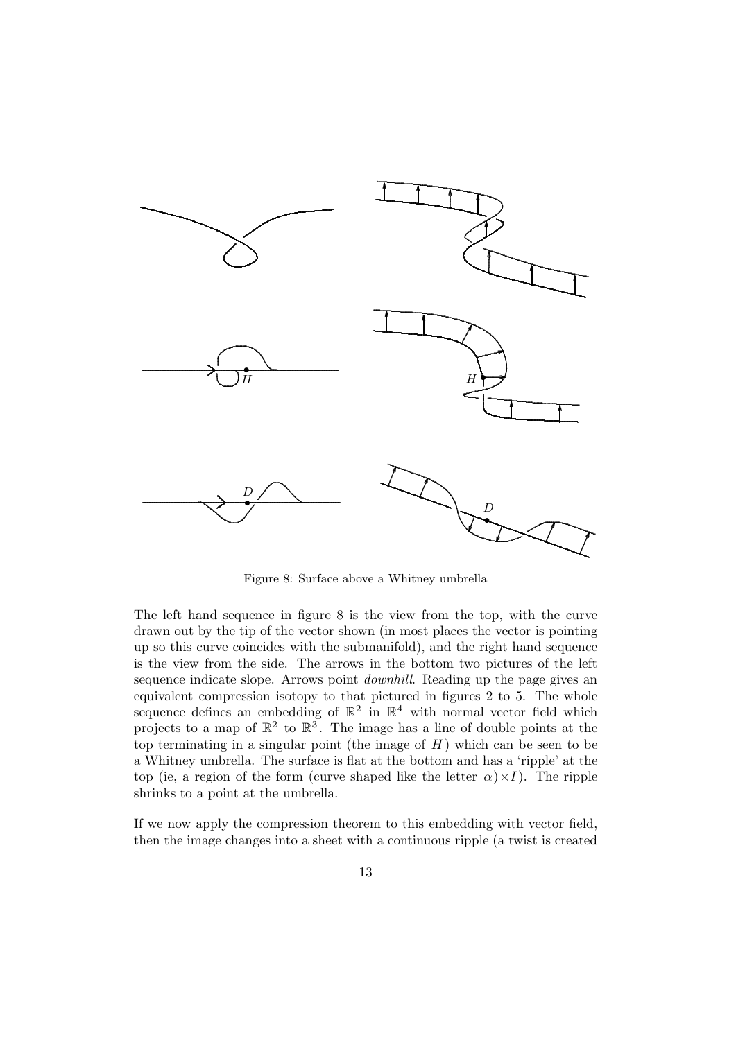Figure 8: Surface above a Whitney umbrella

The left hand sequence in figure 8 is the view from the top, with the curve drawn out by the tip of the vector shown (in most places the vector is pointing up so this curve coincides with the submanifold), and the right hand sequence is the view from the side. The arrows in the bottom two pictures of the left sequence indicate slope. Arrows point *downhill*. Reading up the page gives an equivalent compression isotopy to that pictured in figures 2 to 5. The whole sequence defines an embedding of $\mathbb{R}^2$ in $\mathbb{R}^4$ with normal vector field which projects to a map of $\mathbb{R}^2$ to $\mathbb{R}^3$. The image has a line of double points at the top terminating in a singular point (the image of $H$) which can be seen to be a Whitney umbrella. The surface is flat at the bottom and has a 'ripple' at the top (ie, a region of the form (curve shaped like the letter $\alpha$)$\times I$). The ripple shrinks to a point at the umbrella.

If we now apply the compression theorem to this embedding with vector field, then the image changes into a sheet with a continuous ripple (a twist is created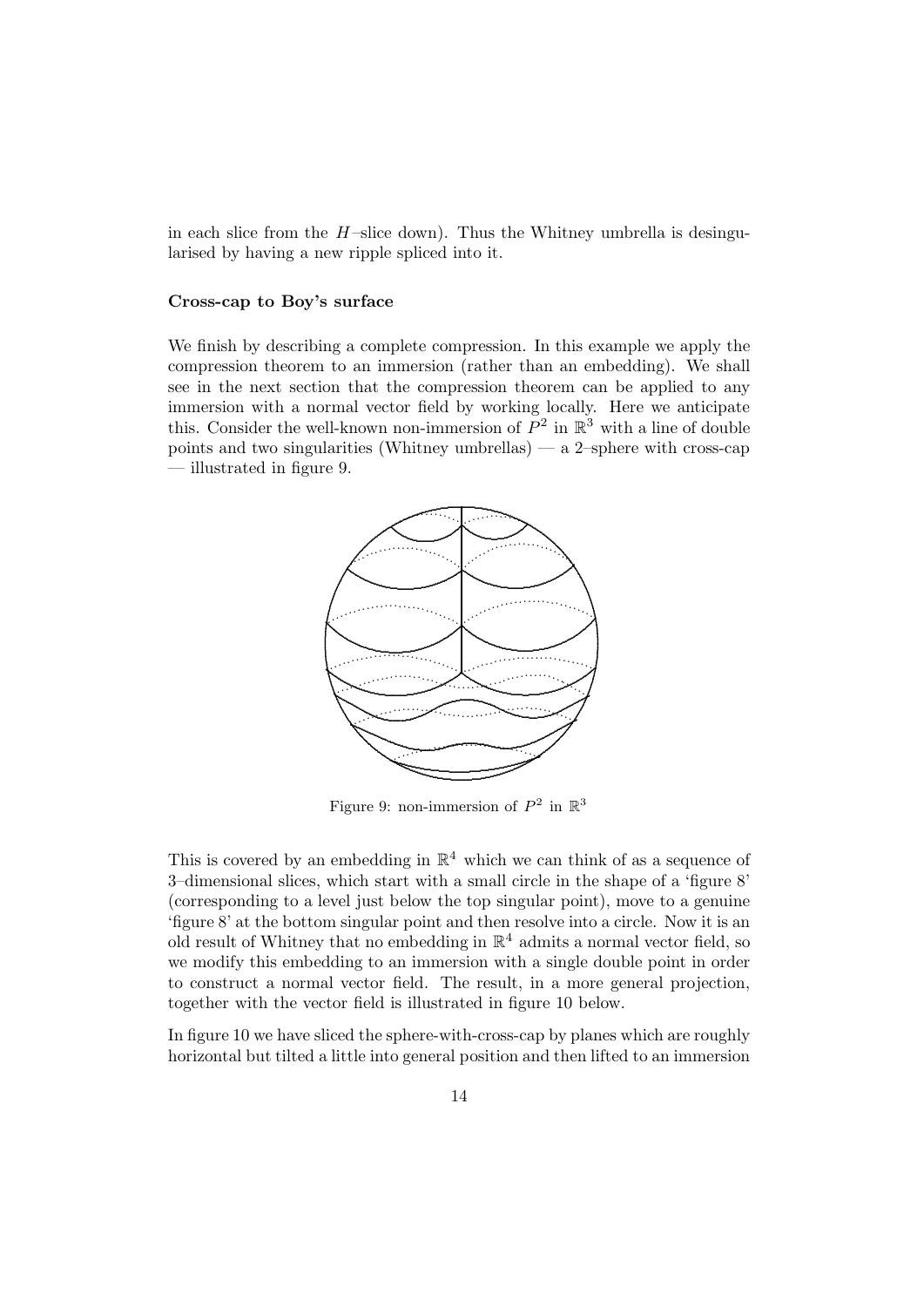in each slice from the $H$–slice down). Thus the Whitney umbrella is desingularised by having a new ripple spliced into it.

### Cross-cap to Boy's surface

We finish by describing a complete compression. In this example we apply the compression theorem to an immersion (rather than an embedding). We shall see in the next section that the compression theorem can be applied to any immersion with a normal vector field by working locally. Here we anticipate this. Consider the well-known non-immersion of $P^2$ in $\mathbb{R}^3$ with a line of double points and two singularities (Whitney umbrellas) — a 2–sphere with cross-cap — illustrated in figure 9.

Figure 9: non-immersion of $P^2$ in $\mathbb{R}^3$

This is covered by an embedding in $\mathbb{R}^4$ which we can think of as a sequence of 3–dimensional slices, which start with a small circle in the shape of a 'figure 8' (corresponding to a level just below the top singular point), move to a genuine 'figure 8' at the bottom singular point and then resolve into a circle. Now it is an old result of Whitney that no embedding in $\mathbb{R}^4$ admits a normal vector field, so we modify this embedding to an immersion with a single double point in order to construct a normal vector field. The result, in a more general projection, together with the vector field is illustrated in figure 10 below.

In figure 10 we have sliced the sphere-with-cross-cap by planes which are roughly horizontal but tilted a little into general position and then lifted to an immersion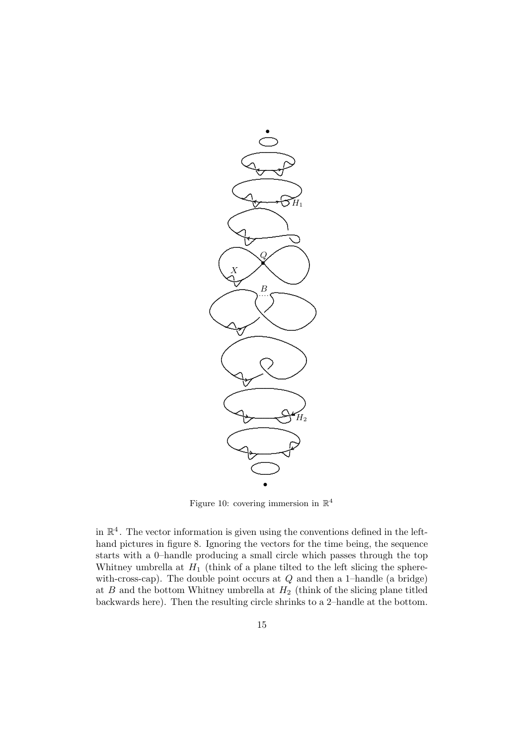Figure 10: covering immersion in $\mathbb{R}^4$

in $\mathbb{R}^4$. The vector information is given using the conventions defined in the left-hand pictures in figure 8. Ignoring the vectors for the time being, the sequence starts with a 0–handle producing a small circle which passes through the top Whitney umbrella at $H_1$ (think of a plane tilted to the left slicing the sphere-with-cross-cap). The double point occurs at $Q$ and then a 1–handle (a bridge) at $B$ and the bottom Whitney umbrella at $H_2$ (think of the slicing plane titled backwards here). Then the resulting circle shrinks to a 2–handle at the bottom.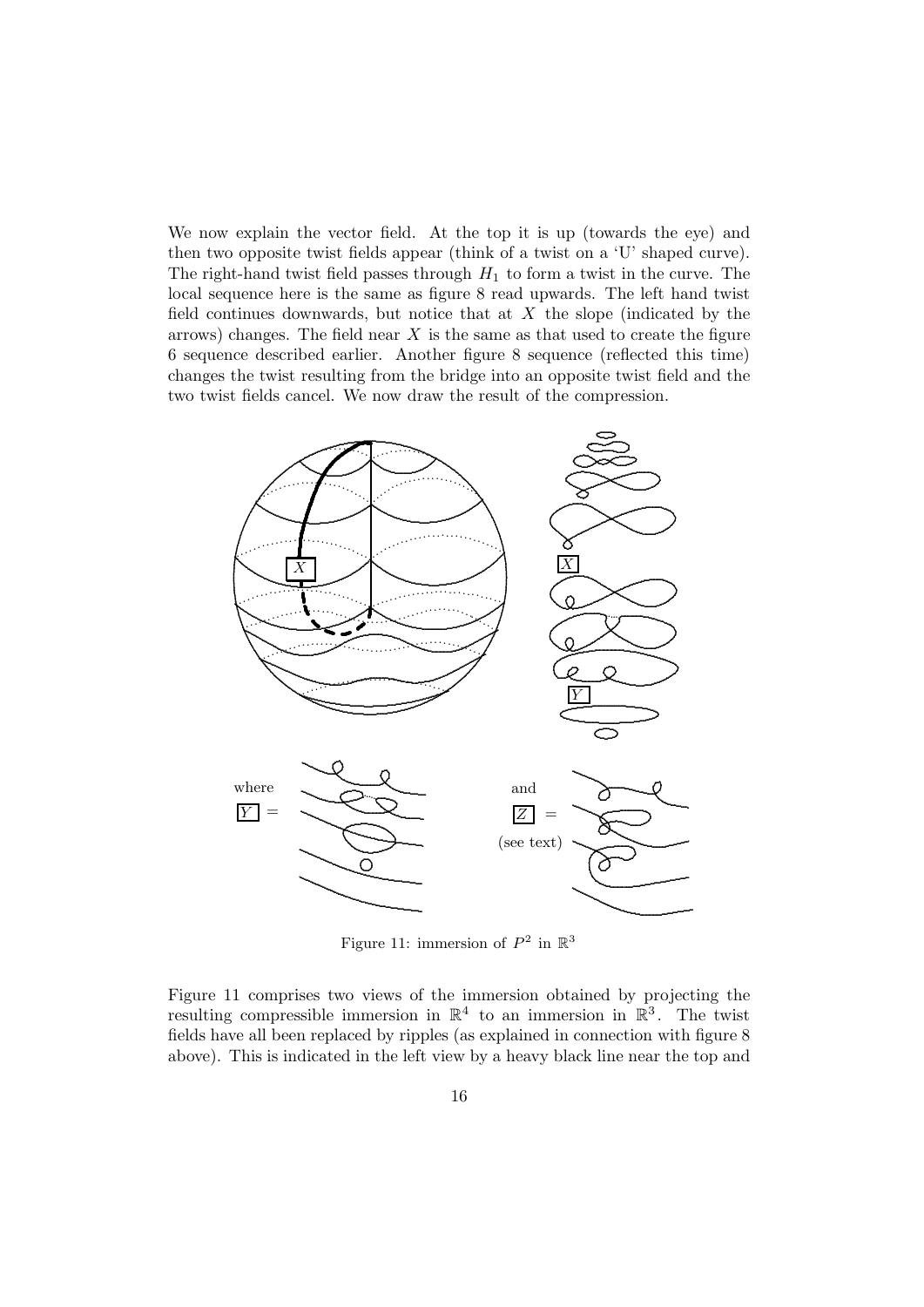We now explain the vector field. At the top it is up (towards the eye) and then two opposite twist fields appear (think of a twist on a 'U' shaped curve). The right-hand twist field passes through $H_1$ to form a twist in the curve. The local sequence here is the same as figure 8 read upwards. The left hand twist field continues downwards, but notice that at $X$ the slope (indicated by the arrows) changes. The field near $X$ is the same as that used to create the figure 6 sequence described earlier. Another figure 8 sequence (reflected this time) changes the twist resulting from the bridge into an opposite twist field and the two twist fields cancel. We now draw the result of the compression.

Figure 11: immersion of $P^2$ in $\mathbb{R}^3$

Figure 11 comprises two views of the immersion obtained by projecting the resulting compressible immersion in $\mathbb{R}^4$ to an immersion in $\mathbb{R}^3$. The twist fields have all been replaced by ripples (as explained in connection with figure 8 above). This is indicated in the left view by a heavy black line near the top and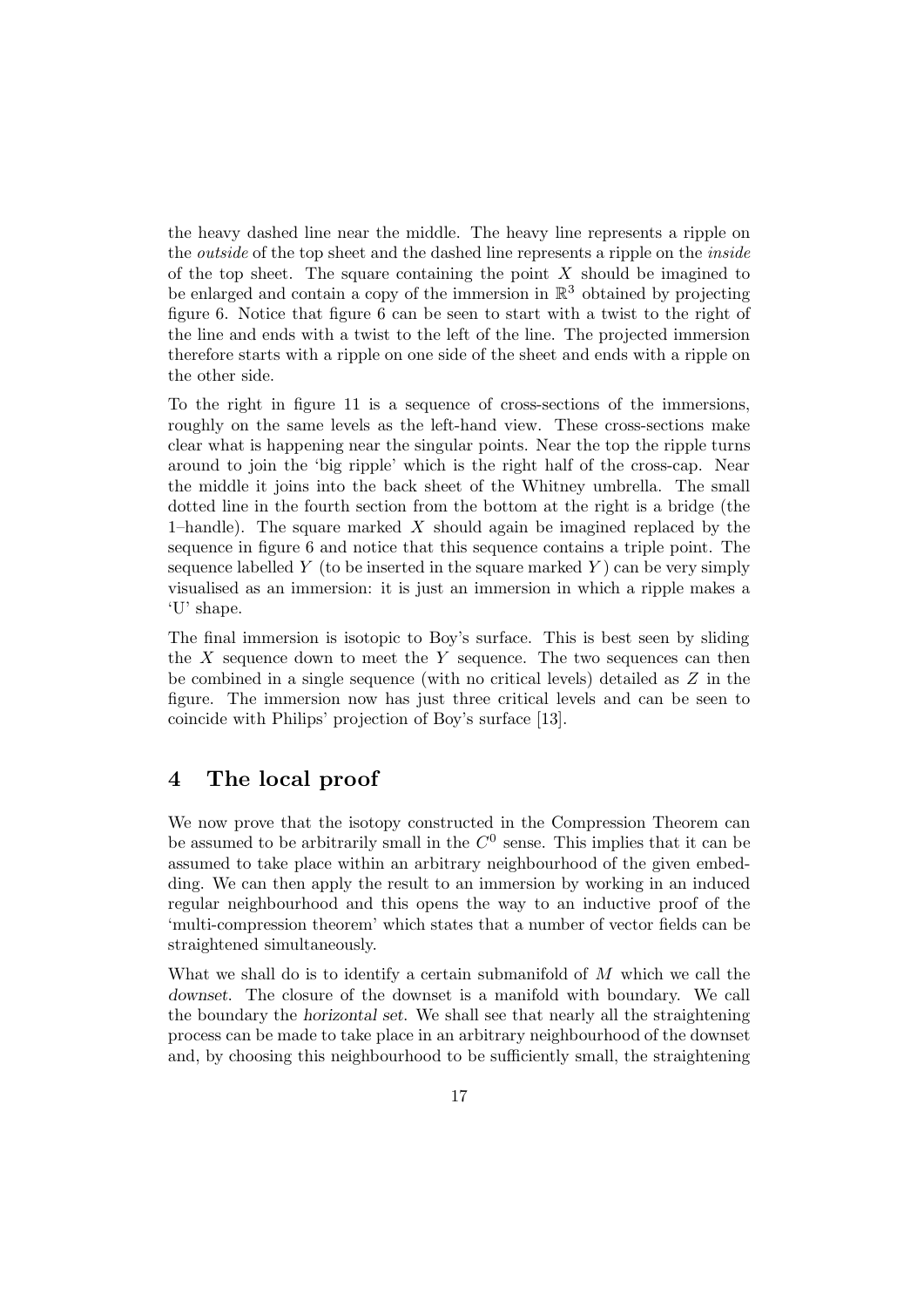the heavy dashed line near the middle. The heavy line represents a ripple on the *outside* of the top sheet and the dashed line represents a ripple on the *inside* of the top sheet. The square containing the point $X$ should be imagined to be enlarged and contain a copy of the immersion in $\mathbb{R}^3$ obtained by projecting figure 6. Notice that figure 6 can be seen to start with a twist to the right of the line and ends with a twist to the left of the line. The projected immersion therefore starts with a ripple on one side of the sheet and ends with a ripple on the other side.

To the right in figure 11 is a sequence of cross-sections of the immersions, roughly on the same levels as the left-hand view. These cross-sections make clear what is happening near the singular points. Near the top the ripple turns around to join the 'big ripple' which is the right half of the cross-cap. Near the middle it joins into the back sheet of the Whitney umbrella. The small dotted line in the fourth section from the bottom at the right is a bridge (the 1–handle). The square marked $X$ should again be imagined replaced by the sequence in figure 6 and notice that this sequence contains a triple point. The sequence labelled $Y$ (to be inserted in the square marked $Y$) can be very simply visualised as an immersion: it is just an immersion in which a ripple makes a 'U' shape.

The final immersion is isotopic to Boy's surface. This is best seen by sliding the $X$ sequence down to meet the $Y$ sequence. The two sequences can then be combined in a single sequence (with no critical levels) detailed as $Z$ in the figure. The immersion now has just three critical levels and can be seen to coincide with Philips' projection of Boy's surface [13].

## 4 The local proof

We now prove that the isotopy constructed in the Compression Theorem can be assumed to be arbitrarily small in the $C^0$ sense. This implies that it can be assumed to take place within an arbitrary neighbourhood of the given embedding. We can then apply the result to an immersion by working in an induced regular neighbourhood and this opens the way to an inductive proof of the 'multi-compression theorem' which states that a number of vector fields can be straightened simultaneously.

What we shall do is to identify a certain submanifold of $M$ which we call the *downset*. The closure of the downset is a manifold with boundary. We call the boundary the *horizontal set*. We shall see that nearly all the straightening process can be made to take place in an arbitrary neighbourhood of the downset and, by choosing this neighbourhood to be sufficiently small, the straightening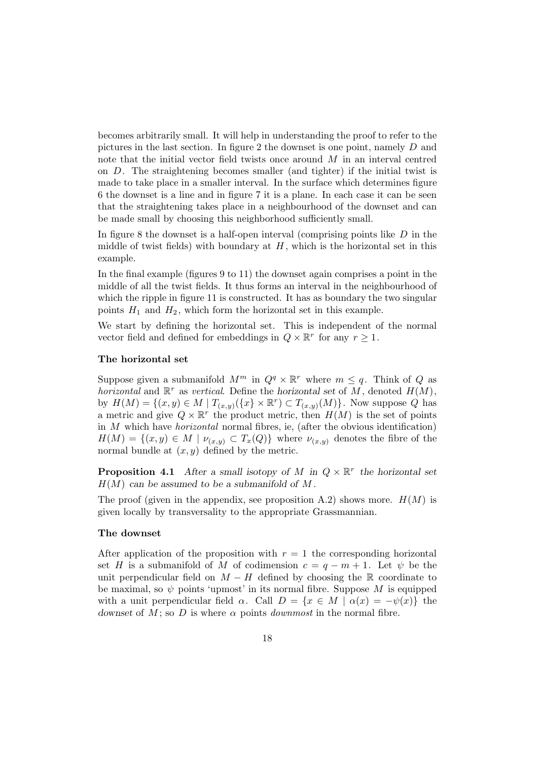becomes arbitrarily small. It will help in understanding the proof to refer to the pictures in the last section. In figure 2 the downset is one point, namely $D$ and note that the initial vector field twists once around $M$ in an interval centred on $D$. The straightening becomes smaller (and tighter) if the initial twist is made to take place in a smaller interval. In the surface which determines figure 6 the downset is a line and in figure 7 it is a plane. In each case it can be seen that the straightening takes place in a neighbourhood of the downset and can be made small by choosing this neighborhood sufficiently small.

In figure 8 the downset is a half-open interval (comprising points like $D$ in the middle of twist fields) with boundary at $H$, which is the horizontal set in this example.

In the final example (figures 9 to 11) the downset again comprises a point in the middle of all the twist fields. It thus forms an interval in the neighbourhood of which the ripple in figure 11 is constructed. It has as boundary the two singular points $H_1$ and $H_2$, which form the horizontal set in this example.

We start by defining the horizontal set. This is independent of the normal vector field and defined for embeddings in $Q \times \mathbb{R}^r$ for any $r \geq 1$.

### The horizontal set

Suppose given a submanifold $M^m$ in $Q^q \times \mathbb{R}^r$ where $m \leq q$. Think of $Q$ as *horizontal* and $\mathbb{R}^r$ as *vertical*. Define the *horizontal set* of $M$, denoted $H(M)$, by $H(M) = \{(x, y) \in M \mid T_{(x,y)}(\{x\} \times \mathbb{R}^r) \subset T_{(x,y)}(M)\}$. Now suppose $Q$ has a metric and give $Q \times \mathbb{R}^r$ the product metric, then $H(M)$ is the set of points in $M$ which have *horizontal* normal fibres, ie, (after the obvious identification) $H(M) = \{(x, y) \in M \mid \nu_{(x,y)} \subset T_x(Q)\}$ where $\nu_{(x,y)}$ denotes the fibre of the normal bundle at $(x, y)$ defined by the metric.

**Proposition 4.1** *After a small isotopy of $M$ in $Q \times \mathbb{R}^r$ the horizontal set $H(M)$ can be assumed to be a submanifold of $M$.*

The proof (given in the appendix, see proposition A.2) shows more. $H(M)$ is given locally by transversality to the appropriate Grassmannian.

### The downset

After application of the proposition with $r = 1$ the corresponding horizontal set $H$ is a submanifold of $M$ of codimension $c = q - m + 1$. Let $\psi$ be the unit perpendicular field on $M - H$ defined by choosing the $\mathbb{R}$ coordinate to be maximal, so $\psi$ points 'upmost' in its normal fibre. Suppose $M$ is equipped with a unit perpendicular field $\alpha$. Call $D = \{x \in M \mid \alpha(x) = -\psi(x)\}$ the *downset* of $M$; so $D$ is where $\alpha$ points *downmost* in the normal fibre.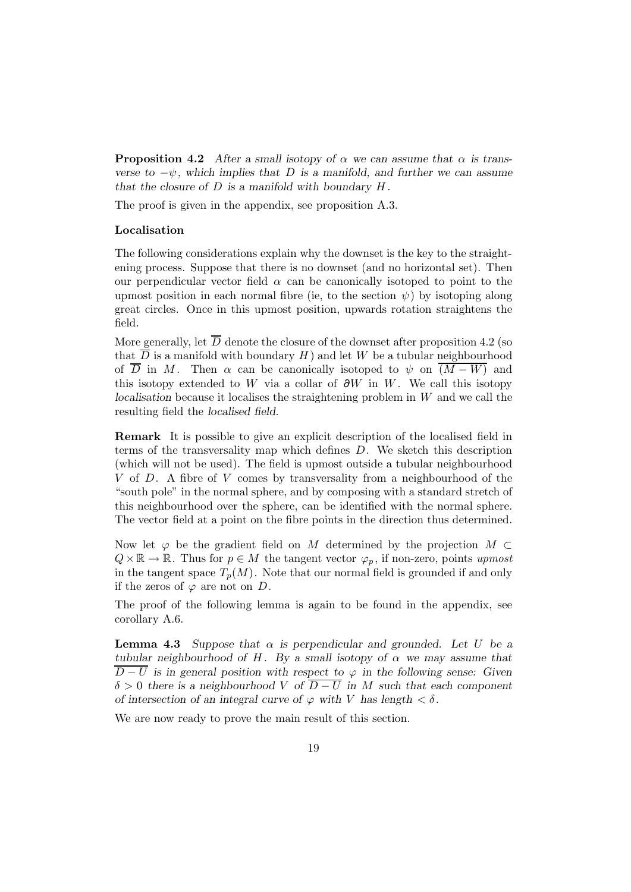**Proposition 4.2** *After a small isotopy of $\alpha$ we can assume that $\alpha$ is transverse to $-\psi$, which implies that $D$ is a manifold, and further we can assume that the closure of $D$ is a manifold with boundary $H$.*

The proof is given in the appendix, see proposition A.3.

**Localisation**

The following considerations explain why the downset is the key to the straightening process. Suppose that there is no downset (and no horizontal set). Then our perpendicular vector field $\alpha$ can be canonically isotoped to point to the upmost position in each normal fibre (ie, to the section $\psi$) by isotoping along great circles. Once in this upmost position, upwards rotation straightens the field.

More generally, let $\overline{D}$ denote the closure of the downset after proposition 4.2 (so that $\overline{D}$ is a manifold with boundary $H$) and let $W$ be a tubular neighbourhood of $\overline{D}$ in $M$. Then $\alpha$ can be canonically isotoped to $\psi$ on $\overline{(M-W)}$ and this isotopy extended to $W$ via a collar of $\partial W$ in $W$. We call this isotopy *localisation* because it localises the straightening problem in $W$ and we call the resulting field the *localised field*.

**Remark** It is possible to give an explicit description of the localised field in terms of the transversality map which defines $D$. We sketch this description (which will not be used). The field is upmost outside a tubular neighbourhood $V$ of $D$. A fibre of $V$ comes by transversality from a neighbourhood of the "south pole" in the normal sphere, and by composing with a standard stretch of this neighbourhood over the sphere, can be identified with the normal sphere. The vector field at a point on the fibre points in the direction thus determined.

Now let $\varphi$ be the gradient field on $M$ determined by the projection $M \subset Q \times \mathbb{R} \to \mathbb{R}$. Thus for $p \in M$ the tangent vector $\varphi_p$, if non-zero, points *upmost* in the tangent space $T_p(M)$. Note that our normal field is grounded if and only if the zeros of $\varphi$ are not on $D$.

The proof of the following lemma is again to be found in the appendix, see corollary A.6.

**Lemma 4.3** *Suppose that $\alpha$ is perpendicular and grounded. Let $U$ be a tubular neighbourhood of $H$. By a small isotopy of $\alpha$ we may assume that $\overline{D-U}$ is in general position with respect to $\varphi$ in the following sense: Given $\delta > 0$ there is a neighbourhood $V$ of $\overline{D-U}$ in $M$ such that each component of intersection of an integral curve of $\varphi$ with $V$ has length $< \delta$.*

We are now ready to prove the main result of this section.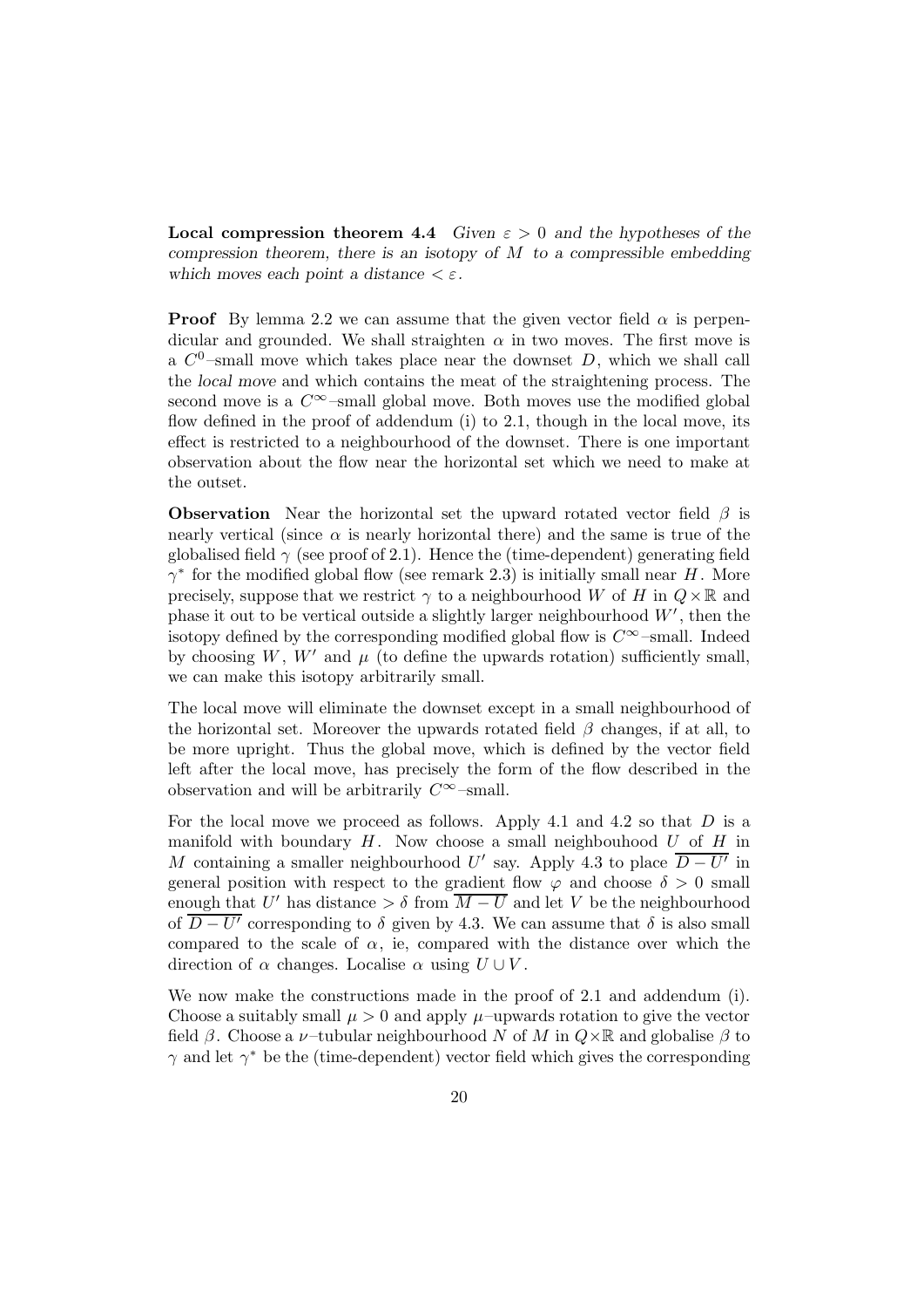**Local compression theorem 4.4** *Given $\varepsilon > 0$ and the hypotheses of the compression theorem, there is an isotopy of $M$ to a compressible embedding which moves each point a distance $< \varepsilon$.*

**Proof** By lemma 2.2 we can assume that the given vector field $\alpha$ is perpendicular and grounded. We shall straighten $\alpha$ in two moves. The first move is a $C^0$–small move which takes place near the downset $D$, which we shall call the *local move* and which contains the meat of the straightening process. The second move is a $C^\infty$–small global move. Both moves use the modified global flow defined in the proof of addendum (i) to 2.1, though in the local move, its effect is restricted to a neighbourhood of the downset. There is one important observation about the flow near the horizontal set which we need to make at the outset.

**Observation** Near the horizontal set the upward rotated vector field $\beta$ is nearly vertical (since $\alpha$ is nearly horizontal there) and the same is true of the globalised field $\gamma$ (see proof of 2.1). Hence the (time-dependent) generating field $\gamma^*$ for the modified global flow (see remark 2.3) is initially small near $H$. More precisely, suppose that we restrict $\gamma$ to a neighbourhood $W$ of $H$ in $Q \times \mathbb{R}$ and phase it out to be vertical outside a slightly larger neighbourhood $W'$, then the isotopy defined by the corresponding modified global flow is $C^\infty$–small. Indeed by choosing $W$, $W'$ and $\mu$ (to define the upwards rotation) sufficiently small, we can make this isotopy arbitrarily small.

The local move will eliminate the downset except in a small neighbourhood of the horizontal set. Moreover the upwards rotated field $\beta$ changes, if at all, to be more upright. Thus the global move, which is defined by the vector field left after the local move, has precisely the form of the flow described in the observation and will be arbitrarily $C^\infty$–small.

For the local move we proceed as follows. Apply 4.1 and 4.2 so that $D$ is a manifold with boundary $H$. Now choose a small neighbouhood $U$ of $H$ in $M$ containing a smaller neighbourhood $U'$ say. Apply 4.3 to place $\overline{D - U'}$ in general position with respect to the gradient flow $\varphi$ and choose $\delta > 0$ small enough that $U'$ has distance $> \delta$ from $\overline{M - U}$ and let $V$ be the neighbourhood of $\overline{D - U'}$ corresponding to $\delta$ given by 4.3. We can assume that $\delta$ is also small compared to the scale of $\alpha$, ie, compared with the distance over which the direction of $\alpha$ changes. Localise $\alpha$ using $U \cup V$.

We now make the constructions made in the proof of 2.1 and addendum (i). Choose a suitably small $\mu > 0$ and apply $\mu$–upwards rotation to give the vector field $\beta$. Choose a $\nu$–tubular neighbourhood $N$ of $M$ in $Q \times \mathbb{R}$ and globalise $\beta$ to $\gamma$ and let $\gamma^*$ be the (time-dependent) vector field which gives the corresponding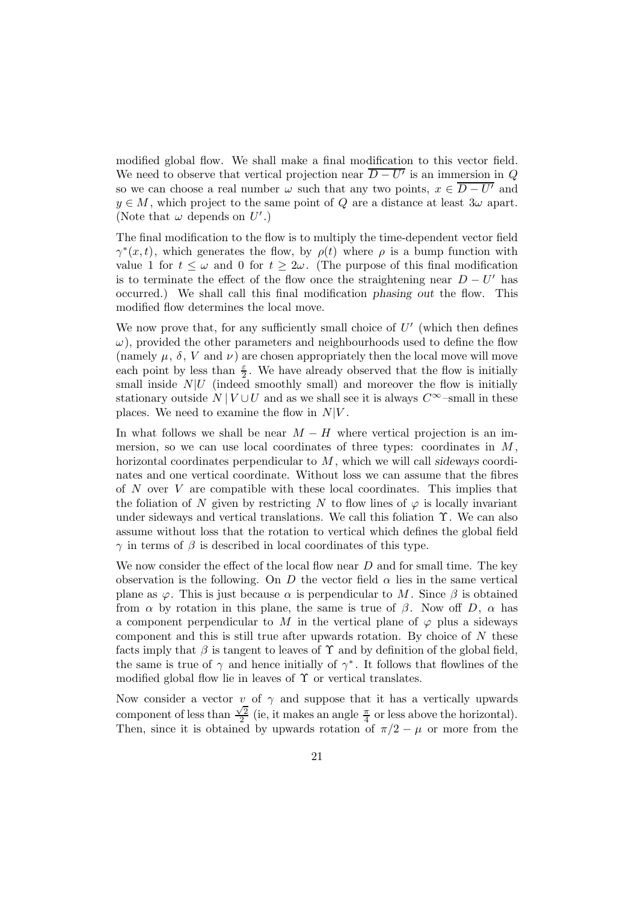modified global flow. We shall make a final modification to this vector field. We need to observe that vertical projection near $\overline{D-U'}$ is an immersion in $Q$ so we can choose a real number $\omega$ such that any two points, $x \in \overline{D-U'}$ and $y \in M$, which project to the same point of $Q$ are a distance at least $3\omega$ apart. (Note that $\omega$ depends on $U'$.)

The final modification to the flow is to multiply the time-dependent vector field $\gamma^*(x,t)$, which generates the flow, by $\rho(t)$ where $\rho$ is a bump function with value 1 for $t \leq \omega$ and 0 for $t \geq 2\omega$. (The purpose of this final modification is to terminate the effect of the flow once the straightening near $D - U'$ has occurred.) We shall call this final modification *phasing out* the flow. This modified flow determines the local move.

We now prove that, for any sufficiently small choice of $U'$ (which then defines $\omega$), provided the other parameters and neighbourhoods used to define the flow (namely $\mu$, $\delta$, $V$ and $\nu$) are chosen appropriately then the local move will move each point by less than $\frac{\varepsilon}{2}$. We have already observed that the flow is initially small inside $N|U$ (indeed smoothly small) and moreover the flow is initially stationary outside $N \mid V \cup U$ and as we shall see it is always $C^\infty$–small in these places. We need to examine the flow in $N|V$.

In what follows we shall be near $M - H$ where vertical projection is an immersion, so we can use local coordinates of three types: coordinates in $M$, horizontal coordinates perpendicular to $M$, which we will call *sideways* coordinates and one vertical coordinate. Without loss we can assume that the fibres of $N$ over $V$ are compatible with these local coordinates. This implies that the foliation of $N$ given by restricting $N$ to flow lines of $\varphi$ is locally invariant under sideways and vertical translations. We call this foliation $\Upsilon$. We can also assume without loss that the rotation to vertical which defines the global field $\gamma$ in terms of $\beta$ is described in local coordinates of this type.

We now consider the effect of the local flow near $D$ and for small time. The key observation is the following. On $D$ the vector field $\alpha$ lies in the same vertical plane as $\varphi$. This is just because $\alpha$ is perpendicular to $M$. Since $\beta$ is obtained from $\alpha$ by rotation in this plane, the same is true of $\beta$. Now off $D$, $\alpha$ has a component perpendicular to $M$ in the vertical plane of $\varphi$ plus a sideways component and this is still true after upwards rotation. By choice of $N$ these facts imply that $\beta$ is tangent to leaves of $\Upsilon$ and by definition of the global field, the same is true of $\gamma$ and hence initially of $\gamma^*$. It follows that flowlines of the modified global flow lie in leaves of $\Upsilon$ or vertical translates.

Now consider a vector $v$ of $\gamma$ and suppose that it has a vertically upwards component of less than $\frac{\sqrt{2}}{2}$ (ie, it makes an angle $\frac{\pi}{4}$ or less above the horizontal). Then, since it is obtained by upwards rotation of $\pi/2 - \mu$ or more from the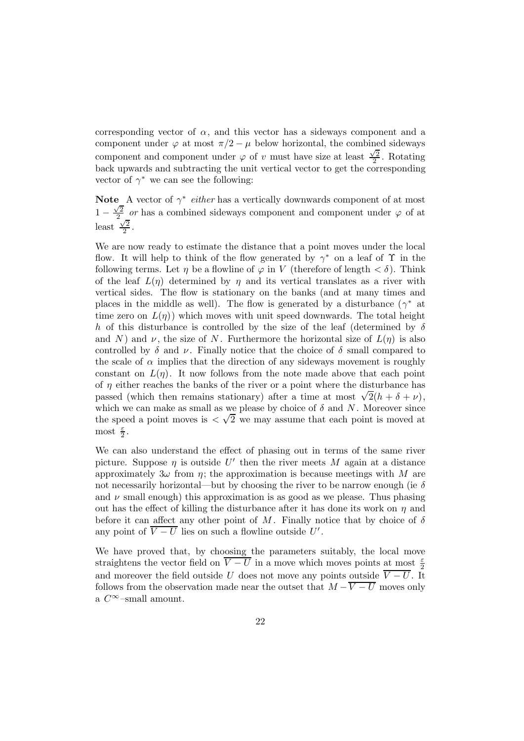corresponding vector of $\alpha$, and this vector has a sideways component and a component under $\varphi$ at most $\pi/2 - \mu$ below horizontal, the combined sideways component and component under $\varphi$ of $v$ must have size at least $\frac{\sqrt{2}}{2}$. Rotating back upwards and subtracting the unit vertical vector to get the corresponding vector of $\gamma^*$ we can see the following:

**Note** A vector of $\gamma^*$ *either* has a vertically downwards component of at most $1 - \frac{\sqrt{2}}{2}$ *or* has a combined sideways component and component under $\varphi$ of at least $\frac{\sqrt{2}}{2}$.

We are now ready to estimate the distance that a point moves under the local flow. It will help to think of the flow generated by $\gamma^*$ on a leaf of $\Upsilon$ in the following terms. Let $\eta$ be a flowline of $\varphi$ in $V$ (therefore of length $< \delta$). Think of the leaf $L(\eta)$ determined by $\eta$ and its vertical translates as a river with vertical sides. The flow is stationary on the banks (and at many times and places in the middle as well). The flow is generated by a disturbance ($\gamma^*$ at time zero on $L(\eta)$) which moves with unit speed downwards. The total height $h$ of this disturbance is controlled by the size of the leaf (determined by $\delta$ and $N$) and $\nu$, the size of $N$. Furthermore the horizontal size of $L(\eta)$ is also controlled by $\delta$ and $\nu$. Finally notice that the choice of $\delta$ small compared to the scale of $\alpha$ implies that the direction of any sideways movement is roughly constant on $L(\eta)$. It now follows from the note made above that each point of $\eta$ either reaches the banks of the river or a point where the disturbance has passed (which then remains stationary) after a time at most $\sqrt{2}(h + \delta + \nu)$, which we can make as small as we please by choice of $\delta$ and $N$. Moreover since the speed a point moves is $< \sqrt{2}$ we may assume that each point is moved at most $\frac{\varepsilon}{2}$.

We can also understand the effect of phasing out in terms of the same river picture. Suppose $\eta$ is outside $U'$ then the river meets $M$ again at a distance approximately $3\omega$ from $\eta$; the approximation is because meetings with $M$ are not necessarily horizontal—but by choosing the river to be narrow enough (ie $\delta$ and $\nu$ small enough) this approximation is as good as we please. Thus phasing out has the effect of killing the disturbance after it has done its work on $\eta$ and before it can affect any other point of $M$. Finally notice that by choice of $\delta$ any point of $\overline{V - U}$ lies on such a flowline outside $U'$.

We have proved that, by choosing the parameters suitably, the local move straightens the vector field on $\overline{V - U}$ in a move which moves points at most $\frac{\varepsilon}{2}$ and moreover the field outside $U$ does not move any points outside $\overline{V - U}$. It follows from the observation made near the outset that $M - \overline{V - U}$ moves only a $C^\infty$–small amount.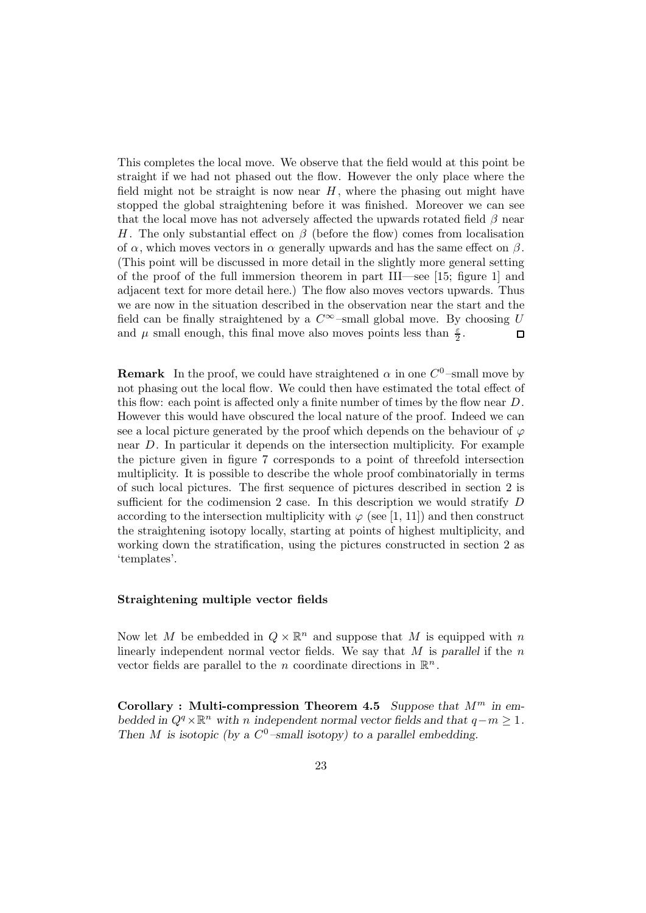This completes the local move. We observe that the field would at this point be straight if we had not phased out the flow. However the only place where the field might not be straight is now near $H$, where the phasing out might have stopped the global straightening before it was finished. Moreover we can see that the local move has not adversely affected the upwards rotated field $\beta$ near $H$. The only substantial effect on $\beta$ (before the flow) comes from localisation of $\alpha$, which moves vectors in $\alpha$ generally upwards and has the same effect on $\beta$. (This point will be discussed in more detail in the slightly more general setting of the proof of the full immersion theorem in part III—see [15; figure 1] and adjacent text for more detail here.) The flow also moves vectors upwards. Thus we are now in the situation described in the observation near the start and the field can be finally straightened by a $C^\infty$–small global move. By choosing $U$ and $\mu$ small enough, this final move also moves points less than $\frac{\varepsilon}{2}$. ∎

**Remark** In the proof, we could have straightened $\alpha$ in one $C^0$–small move by not phasing out the local flow. We could then have estimated the total effect of this flow: each point is affected only a finite number of times by the flow near $D$. However this would have obscured the local nature of the proof. Indeed we can see a local picture generated by the proof which depends on the behaviour of $\varphi$ near $D$. In particular it depends on the intersection multiplicity. For example the picture given in figure 7 corresponds to a point of threefold intersection multiplicity. It is possible to describe the whole proof combinatorially in terms of such local pictures. The first sequence of pictures described in section 2 is sufficient for the codimension 2 case. In this description we would stratify $D$ according to the intersection multiplicity with $\varphi$ (see [1, 11]) and then construct the straightening isotopy locally, starting at points of highest multiplicity, and working down the stratification, using the pictures constructed in section 2 as 'templates'.

### Straightening multiple vector fields

Now let $M$ be embedded in $Q \times \mathbb{R}^n$ and suppose that $M$ is equipped with $n$ linearly independent normal vector fields. We say that $M$ is *parallel* if the $n$ vector fields are parallel to the $n$ coordinate directions in $\mathbb{R}^n$.

**Corollary : Multi-compression Theorem 4.5** *Suppose that $M^m$ in embedded in $Q^q \times \mathbb{R}^n$ with $n$ independent normal vector fields and that $q - m \geq 1$. Then $M$ is isotopic (by a $C^0$–small isotopy) to a parallel embedding.*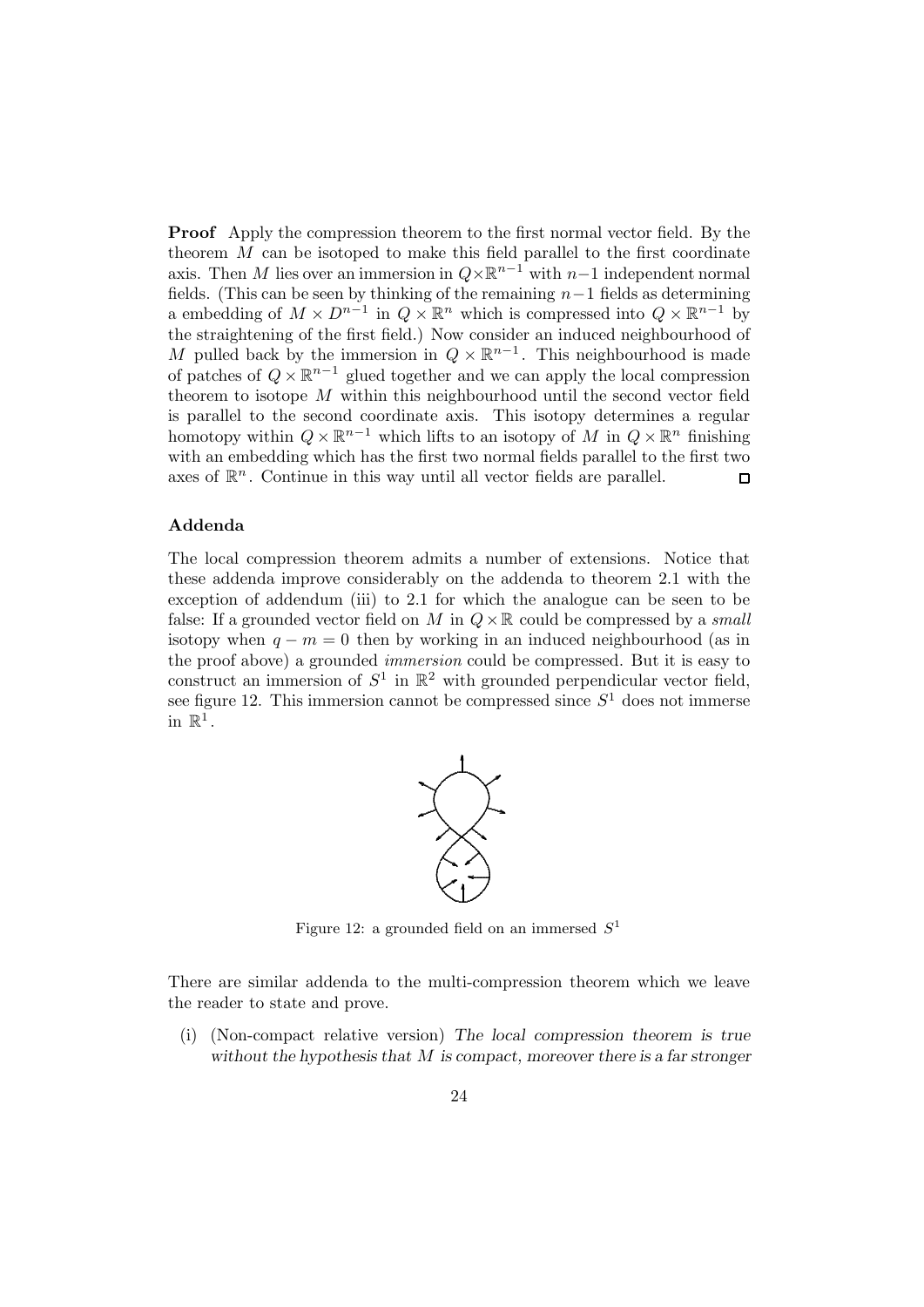**Proof** Apply the compression theorem to the first normal vector field. By the theorem $M$ can be isotoped to make this field parallel to the first coordinate axis. Then $M$ lies over an immersion in $Q\times\mathbb{R}^{n-1}$ with $n-1$ independent normal fields. (This can be seen by thinking of the remaining $n-1$ fields as determining a embedding of $M \times D^{n-1}$ in $Q \times \mathbb{R}^n$ which is compressed into $Q \times \mathbb{R}^{n-1}$ by the straightening of the first field.) Now consider an induced neighbourhood of $M$ pulled back by the immersion in $Q \times \mathbb{R}^{n-1}$. This neighbourhood is made of patches of $Q \times \mathbb{R}^{n-1}$ glued together and we can apply the local compression theorem to isotope $M$ within this neighbourhood until the second vector field is parallel to the second coordinate axis. This isotopy determines a regular homotopy within $Q \times \mathbb{R}^{n-1}$ which lifts to an isotopy of $M$ in $Q \times \mathbb{R}^n$ finishing with an embedding which has the first two normal fields parallel to the first two axes of $\mathbb{R}^n$. Continue in this way until all vector fields are parallel. □

### Addenda

The local compression theorem admits a number of extensions. Notice that these addenda improve considerably on the addenda to theorem 2.1 with the exception of addendum (iii) to 2.1 for which the analogue can be seen to be false: If a grounded vector field on $M$ in $Q\times\mathbb{R}$ could be compressed by a *small* isotopy when $q - m = 0$ then by working in an induced neighbourhood (as in the proof above) a grounded *immersion* could be compressed. But it is easy to construct an immersion of $S^1$ in $\mathbb{R}^2$ with grounded perpendicular vector field, see figure 12. This immersion cannot be compressed since $S^1$ does not immerse in $\mathbb{R}^1$.

Figure 12: a grounded field on an immersed $S^1$

There are similar addenda to the multi-compression theorem which we leave the reader to state and prove.

(i) (Non-compact relative version) *The local compression theorem is true without the hypothesis that $M$ is compact, moreover there is a far stronger*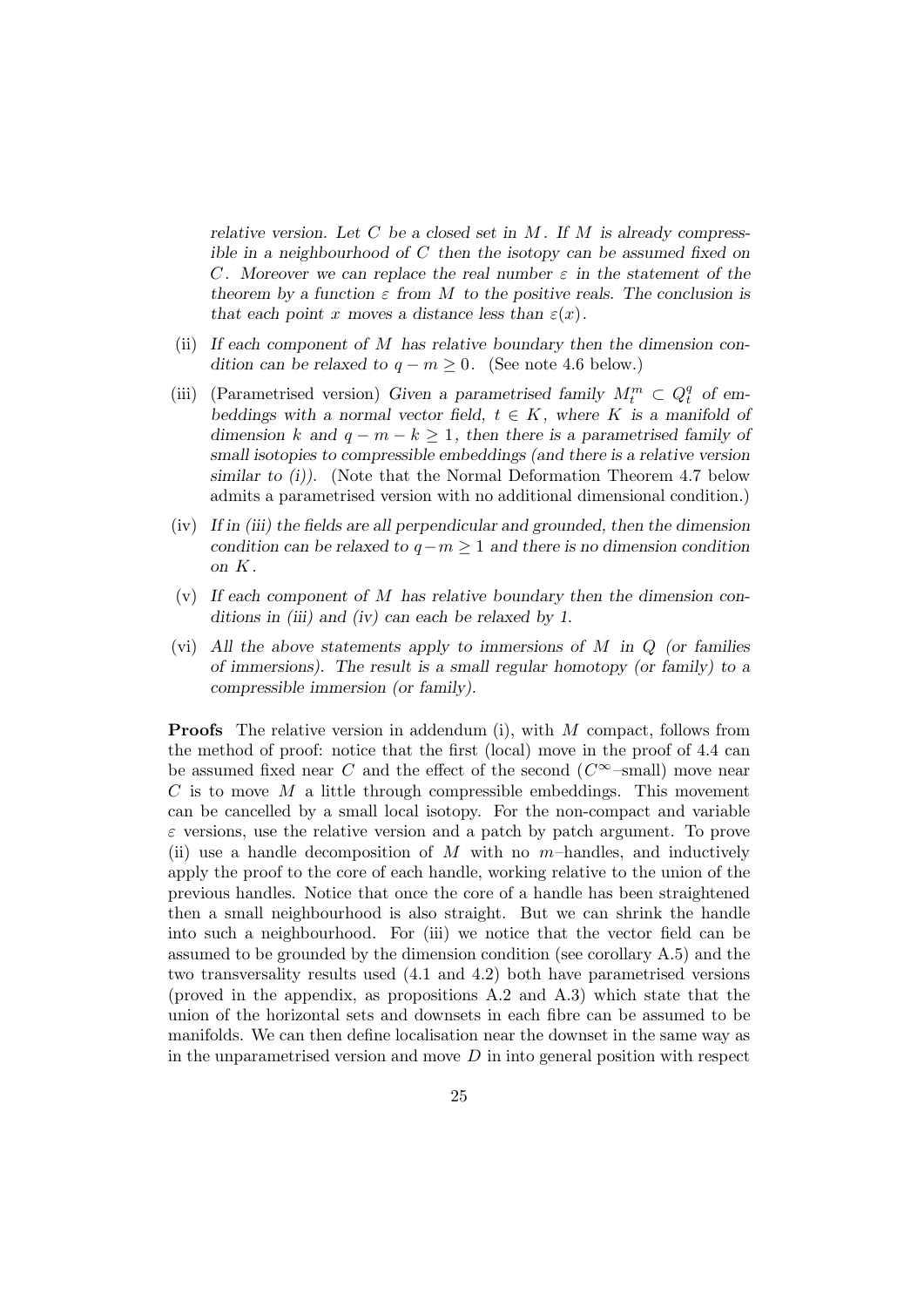*relative version. Let $C$ be a closed set in $M$. If $M$ is already compressible in a neighbourhood of $C$ then the isotopy can be assumed fixed on $C$. Moreover we can replace the real number $\varepsilon$ in the statement of the theorem by a function $\varepsilon$ from $M$ to the positive reals. The conclusion is that each point $x$ moves a distance less than $\varepsilon(x)$.*

(ii) *If each component of $M$ has relative boundary then the dimension condition can be relaxed to $q - m \geq 0$.* (See note 4.6 below.)

(iii) (Parametrised version) *Given a parametrised family $M_t^m \subset Q_t^q$ of embeddings with a normal vector field, $t \in K$, where $K$ is a manifold of dimension $k$ and $q - m - k \geq 1$, then there is a parametrised family of small isotopies to compressible embeddings (and there is a relative version similar to (i)).* (Note that the Normal Deformation Theorem 4.7 below admits a parametrised version with no additional dimensional condition.)

(iv) *If in (iii) the fields are all perpendicular and grounded, then the dimension condition can be relaxed to $q - m \geq 1$ and there is no dimension condition on $K$.*

(v) *If each component of $M$ has relative boundary then the dimension conditions in (iii) and (iv) can each be relaxed by 1.*

(vi) *All the above statements apply to immersions of $M$ in $Q$ (or families of immersions). The result is a small regular homotopy (or family) to a compressible immersion (or family).*

**Proofs** The relative version in addendum (i), with $M$ compact, follows from the method of proof: notice that the first (local) move in the proof of 4.4 can be assumed fixed near $C$ and the effect of the second ($C^\infty$–small) move near $C$ is to move $M$ a little through compressible embeddings. This movement can be cancelled by a small local isotopy. For the non-compact and variable $\varepsilon$ versions, use the relative version and a patch by patch argument. To prove (ii) use a handle decomposition of $M$ with no $m$–handles, and inductively apply the proof to the core of each handle, working relative to the union of the previous handles. Notice that once the core of a handle has been straightened then a small neighbourhood is also straight. But we can shrink the handle into such a neighbourhood. For (iii) we notice that the vector field can be assumed to be grounded by the dimension condition (see corollary A.5) and the two transversality results used (4.1 and 4.2) both have parametrised versions (proved in the appendix, as propositions A.2 and A.3) which state that the union of the horizontal sets and downsets in each fibre can be assumed to be manifolds. We can then define localisation near the downset in the same way as in the unparametrised version and move $D$ in into general position with respect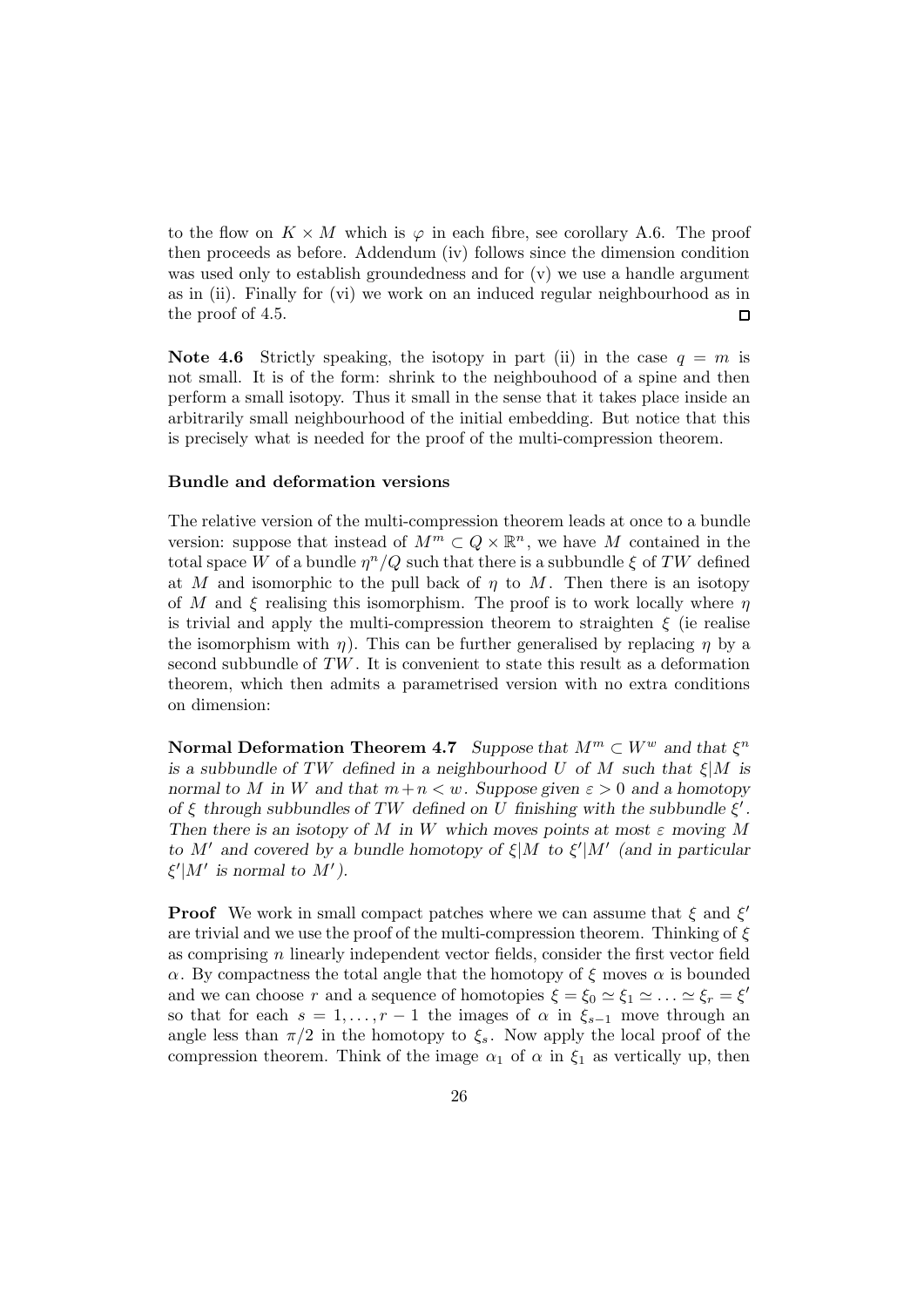to the flow on $K \times M$ which is $\varphi$ in each fibre, see corollary A.6. The proof then proceeds as before. Addendum (iv) follows since the dimension condition was used only to establish groundedness and for (v) we use a handle argument as in (ii). Finally for (vi) we work on an induced regular neighbourhood as in the proof of 4.5. □

**Note 4.6** Strictly speaking, the isotopy in part (ii) in the case $q = m$ is not small. It is of the form: shrink to the neighbouhood of a spine and then perform a small isotopy. Thus it small in the sense that it takes place inside an arbitrarily small neighbourhood of the initial embedding. But notice that this is precisely what is needed for the proof of the multi-compression theorem.

### Bundle and deformation versions

The relative version of the multi-compression theorem leads at once to a bundle version: suppose that instead of $M^m \subset Q \times \mathbb{R}^n$, we have $M$ contained in the total space $W$ of a bundle $\eta^n/Q$ such that there is a subbundle $\xi$ of $TW$ defined at $M$ and isomorphic to the pull back of $\eta$ to $M$. Then there is an isotopy of $M$ and $\xi$ realising this isomorphism. The proof is to work locally where $\eta$ is trivial and apply the multi-compression theorem to straighten $\xi$ (ie realise the isomorphism with $\eta$). This can be further generalised by replacing $\eta$ by a second subbundle of $TW$. It is convenient to state this result as a deformation theorem, which then admits a parametrised version with no extra conditions on dimension:

**Normal Deformation Theorem 4.7** *Suppose that $M^m \subset W^w$ and that $\xi^n$ is a subbundle of $TW$ defined in a neighbourhood $U$ of $M$ such that $\xi|M$ is normal to $M$ in $W$ and that $m+n < w$. Suppose given $\varepsilon > 0$ and a homotopy of $\xi$ through subbundles of $TW$ defined on $U$ finishing with the subbundle $\xi'$. Then there is an isotopy of $M$ in $W$ which moves points at most $\varepsilon$ moving $M$ to $M'$ and covered by a bundle homotopy of $\xi|M$ to $\xi'|M'$ (and in particular $\xi'|M'$ is normal to $M'$).*

**Proof** We work in small compact patches where we can assume that $\xi$ and $\xi'$ are trivial and we use the proof of the multi-compression theorem. Thinking of $\xi$ as comprising $n$ linearly independent vector fields, consider the first vector field $\alpha$. By compactness the total angle that the homotopy of $\xi$ moves $\alpha$ is bounded and we can choose $r$ and a sequence of homotopies $\xi = \xi_0 \simeq \xi_1 \simeq \ldots \simeq \xi_r = \xi'$ so that for each $s = 1, \ldots, r-1$ the images of $\alpha$ in $\xi_{s-1}$ move through an angle less than $\pi/2$ in the homotopy to $\xi_s$. Now apply the local proof of the compression theorem. Think of the image $\alpha_1$ of $\alpha$ in $\xi_1$ as vertically up, then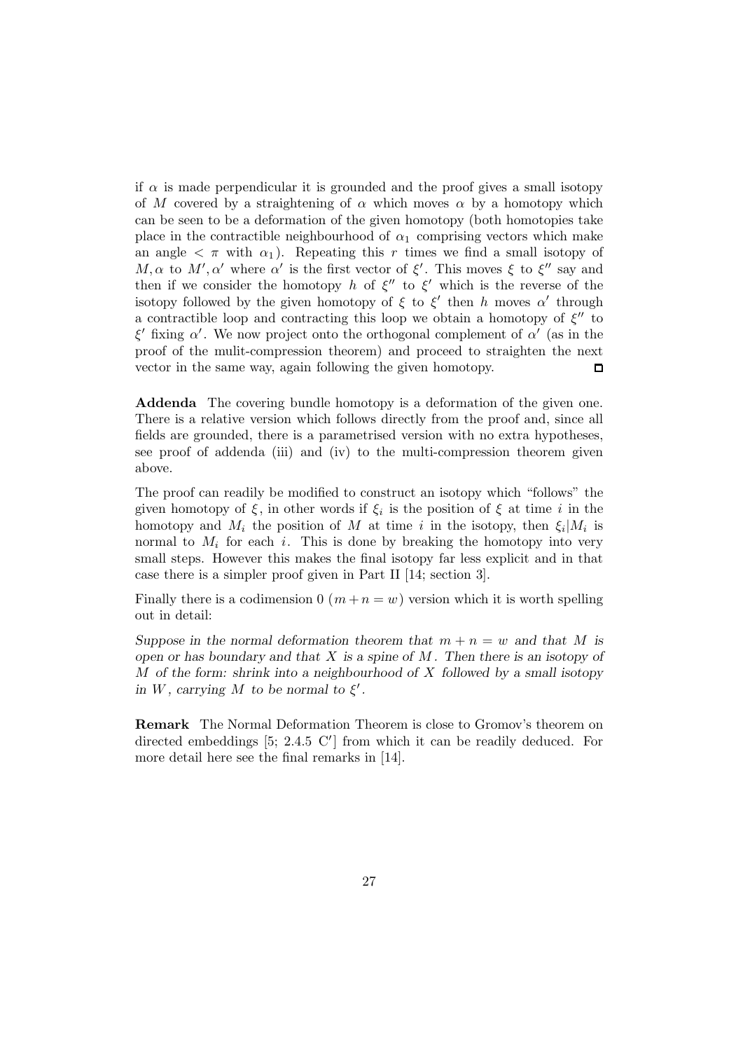if $\alpha$ is made perpendicular it is grounded and the proof gives a small isotopy of $M$ covered by a straightening of $\alpha$ which moves $\alpha$ by a homotopy which can be seen to be a deformation of the given homotopy (both homotopies take place in the contractible neighbourhood of $\alpha_1$ comprising vectors which make an angle $< \pi$ with $\alpha_1$). Repeating this $r$ times we find a small isotopy of $M, \alpha$ to $M', \alpha'$ where $\alpha'$ is the first vector of $\xi'$. This moves $\xi$ to $\xi''$ say and then if we consider the homotopy $h$ of $\xi''$ to $\xi'$ which is the reverse of the isotopy followed by the given homotopy of $\xi$ to $\xi'$ then $h$ moves $\alpha'$ through a contractible loop and contracting this loop we obtain a homotopy of $\xi''$ to $\xi'$ fixing $\alpha'$. We now project onto the orthogonal complement of $\alpha'$ (as in the proof of the mulit-compression theorem) and proceed to straighten the next vector in the same way, again following the given homotopy. □

**Addenda** The covering bundle homotopy is a deformation of the given one. There is a relative version which follows directly from the proof and, since all fields are grounded, there is a parametrised version with no extra hypotheses, see proof of addenda (iii) and (iv) to the multi-compression theorem given above.

The proof can readily be modified to construct an isotopy which "follows" the given homotopy of $\xi$, in other words if $\xi_i$ is the position of $\xi$ at time $i$ in the homotopy and $M_i$ the position of $M$ at time $i$ in the isotopy, then $\xi_i|M_i$ is normal to $M_i$ for each $i$. This is done by breaking the homotopy into very small steps. However this makes the final isotopy far less explicit and in that case there is a simpler proof given in Part II [14; section 3].

Finally there is a codimension 0 ($m + n = w$) version which it is worth spelling out in detail:

*Suppose in the normal deformation theorem that $m + n = w$ and that $M$ is open or has boundary and that $X$ is a spine of $M$. Then there is an isotopy of $M$ of the form: shrink into a neighbourhood of $X$ followed by a small isotopy in $W$, carrying $M$ to be normal to $\xi'$.*

**Remark** The Normal Deformation Theorem is close to Gromov's theorem on directed embeddings [5; 2.4.5 C′] from which it can be readily deduced. For more detail here see the final remarks in [14].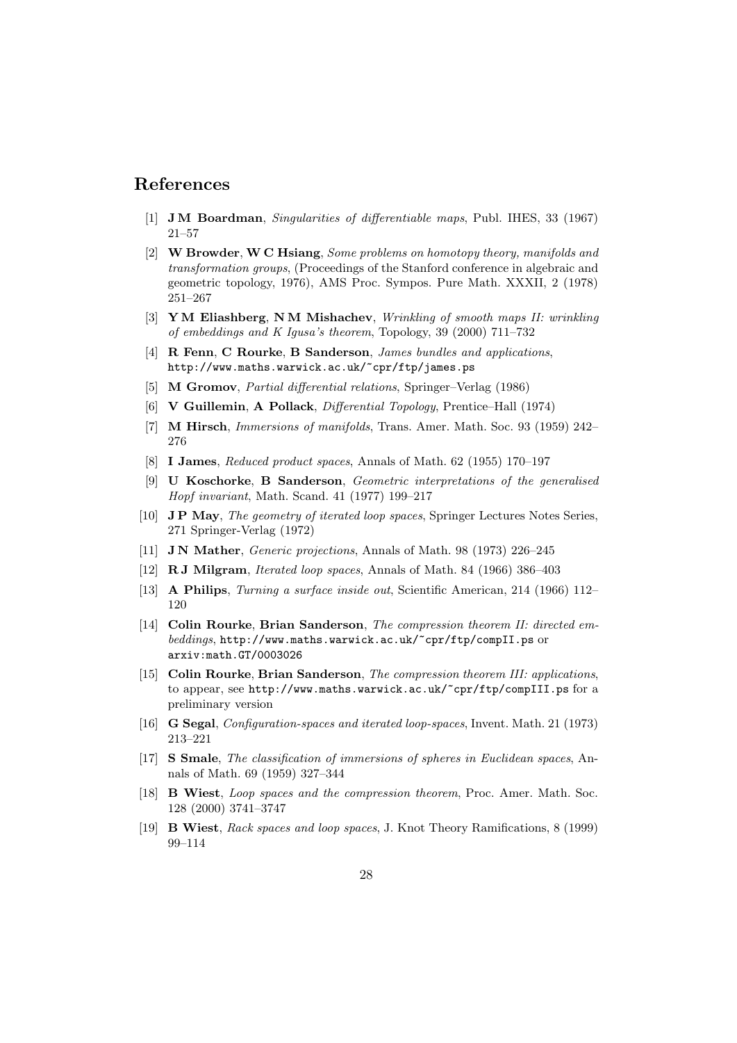## References

[1] **J M Boardman**, *Singularities of differentiable maps*, Publ. IHES, 33 (1967) 21–57

[2] **W Browder**, **W C Hsiang**, *Some problems on homotopy theory, manifolds and transformation groups*, (Proceedings of the Stanford conference in algebraic and geometric topology, 1976), AMS Proc. Sympos. Pure Math. XXXII, 2 (1978) 251–267

[3] **Y M Eliashberg**, **N M Mishachev**, *Wrinkling of smooth maps II: wrinkling of embeddings and K Igusa's theorem*, Topology, 39 (2000) 711–732

[4] **R Fenn**, **C Rourke**, **B Sanderson**, *James bundles and applications*, `http://www.maths.warwick.ac.uk/~cpr/ftp/james.ps`

[5] **M Gromov**, *Partial differential relations*, Springer–Verlag (1986)

[6] **V Guillemin**, **A Pollack**, *Differential Topology*, Prentice–Hall (1974)

[7] **M Hirsch**, *Immersions of manifolds*, Trans. Amer. Math. Soc. 93 (1959) 242–276

[8] **I James**, *Reduced product spaces*, Annals of Math. 62 (1955) 170–197

[9] **U Koschorke**, **B Sanderson**, *Geometric interpretations of the generalised Hopf invariant*, Math. Scand. 41 (1977) 199–217

[10] **J P May**, *The geometry of iterated loop spaces*, Springer Lectures Notes Series, 271 Springer-Verlag (1972)

[11] **J N Mather**, *Generic projections*, Annals of Math. 98 (1973) 226–245

[12] **R J Milgram**, *Iterated loop spaces*, Annals of Math. 84 (1966) 386–403

[13] **A Philips**, *Turning a surface inside out*, Scientific American, 214 (1966) 112–120

[14] **Colin Rourke**, **Brian Sanderson**, *The compression theorem II: directed embeddings*, `http://www.maths.warwick.ac.uk/~cpr/ftp/compII.ps` or `arxiv:math.GT/0003026`

[15] **Colin Rourke**, **Brian Sanderson**, *The compression theorem III: applications*, to appear, see `http://www.maths.warwick.ac.uk/~cpr/ftp/compIII.ps` for a preliminary version

[16] **G Segal**, *Configuration-spaces and iterated loop-spaces*, Invent. Math. 21 (1973) 213–221

[17] **S Smale**, *The classification of immersions of spheres in Euclidean spaces*, Annals of Math. 69 (1959) 327–344

[18] **B Wiest**, *Loop spaces and the compression theorem*, Proc. Amer. Math. Soc. 128 (2000) 3741–3747

[19] **B Wiest**, *Rack spaces and loop spaces*, J. Knot Theory Ramifications, 8 (1999) 99–114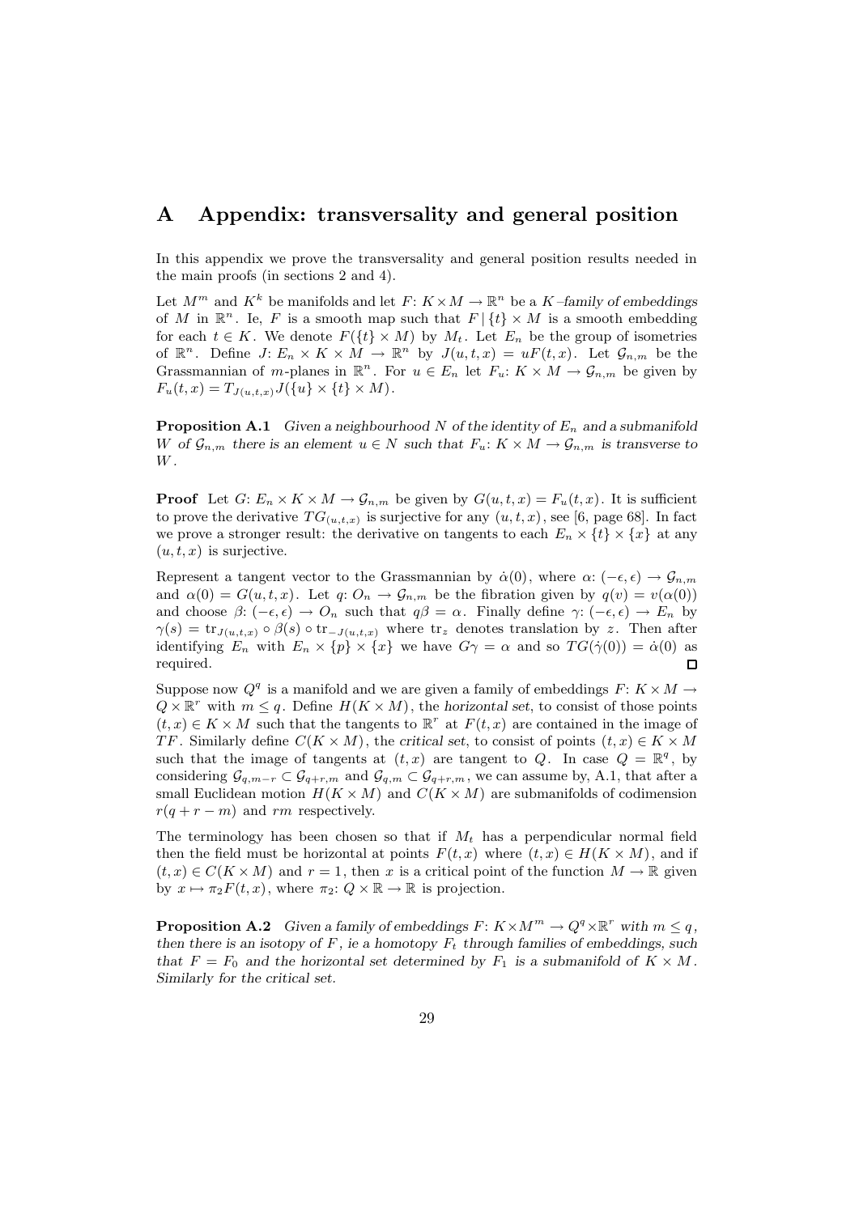# A Appendix: transversality and general position

In this appendix we prove the transversality and general position results needed in the main proofs (in sections 2 and 4).

Let $M^m$ and $K^k$ be manifolds and let $F\colon K\times M\to\mathbb{R}^n$ be a *$K$–family of embeddings* of $M$ in $\mathbb{R}^n$. Ie, $F$ is a smooth map such that $F\,|\,\{t\}\times M$ is a smooth embedding for each $t\in K$. We denote $F(\{t\}\times M)$ by $M_t$. Let $E_n$ be the group of isometries of $\mathbb{R}^n$. Define $J\colon E_n\times K\times M\to\mathbb{R}^n$ by $J(u,t,x)=uF(t,x)$. Let $\mathcal{G}_{n,m}$ be the Grassmannian of $m$-planes in $\mathbb{R}^n$. For $u\in E_n$ let $F_u\colon K\times M\to\mathcal{G}_{n,m}$ be given by $F_u(t,x)=T_{J(u,t,x)}J(\{u\}\times\{t\}\times M)$.

**Proposition A.1** *Given a neighbourhood $N$ of the identity of $E_n$ and a submanifold $W$ of $\mathcal{G}_{n,m}$ there is an element $u\in N$ such that $F_u\colon K\times M\to\mathcal{G}_{n,m}$ is transverse to $W$.*

**Proof** Let $G\colon E_n\times K\times M\to\mathcal{G}_{n,m}$ be given by $G(u,t,x)=F_u(t,x)$. It is sufficient to prove the derivative $TG_{(u,t,x)}$ is surjective for any $(u,t,x)$, see [6, page 68]. In fact we prove a stronger result: the derivative on tangents to each $E_n\times\{t\}\times\{x\}$ at any $(u,t,x)$ is surjective.

Represent a tangent vector to the Grassmannian by $\dot\alpha(0)$, where $\alpha\colon(-\epsilon,\epsilon)\to\mathcal{G}_{n,m}$ and $\alpha(0)=G(u,t,x)$. Let $q\colon O_n\to\mathcal{G}_{n,m}$ be the fibration given by $q(v)=v(\alpha(0))$ and choose $\beta\colon(-\epsilon,\epsilon)\to O_n$ such that $q\beta=\alpha$. Finally define $\gamma\colon(-\epsilon,\epsilon)\to E_n$ by $\gamma(s)=\mathrm{tr}_{J(u,t,x)}\circ\beta(s)\circ\mathrm{tr}_{-J(u,t,x)}$ where $\mathrm{tr}_z$ denotes translation by $z$. Then after identifying $E_n$ with $E_n\times\{p\}\times\{x\}$ we have $G\gamma=\alpha$ and so $TG(\dot\gamma(0))=\dot\alpha(0)$ as required. □

Suppose now $Q^q$ is a manifold and we are given a family of embeddings $F\colon K\times M\to Q\times\mathbb{R}^r$ with $m\le q$. Define $H(K\times M)$, the *horizontal set*, to consist of those points $(t,x)\in K\times M$ such that the tangents to $\mathbb{R}^r$ at $F(t,x)$ are contained in the image of $TF$. Similarly define $C(K\times M)$, the *critical set*, to consist of points $(t,x)\in K\times M$ such that the image of tangents at $(t,x)$ are tangent to $Q$. In case $Q=\mathbb{R}^q$, by considering $\mathcal{G}_{q,m-r}\subset\mathcal{G}_{q+r,m}$ and $\mathcal{G}_{q,m}\subset\mathcal{G}_{q+r,m}$, we can assume by, A.1, that after a small Euclidean motion $H(K\times M)$ and $C(K\times M)$ are submanifolds of codimension $r(q+r-m)$ and $rm$ respectively.

The terminology has been chosen so that if $M_t$ has a perpendicular normal field then the field must be horizontal at points $F(t,x)$ where $(t,x)\in H(K\times M)$, and if $(t,x)\in C(K\times M)$ and $r=1$, then $x$ is a critical point of the function $M\to\mathbb{R}$ given by $x\mapsto\pi_2F(t,x)$, where $\pi_2\colon Q\times\mathbb{R}\to\mathbb{R}$ is projection.

**Proposition A.2** *Given a family of embeddings $F\colon K\times M^m\to Q^q\times\mathbb{R}^r$ with $m\le q$, then there is an isotopy of $F$, ie a homotopy $F_t$ through families of embeddings, such that $F=F_0$ and the horizontal set determined by $F_1$ is a submanifold of $K\times M$. Similarly for the critical set.*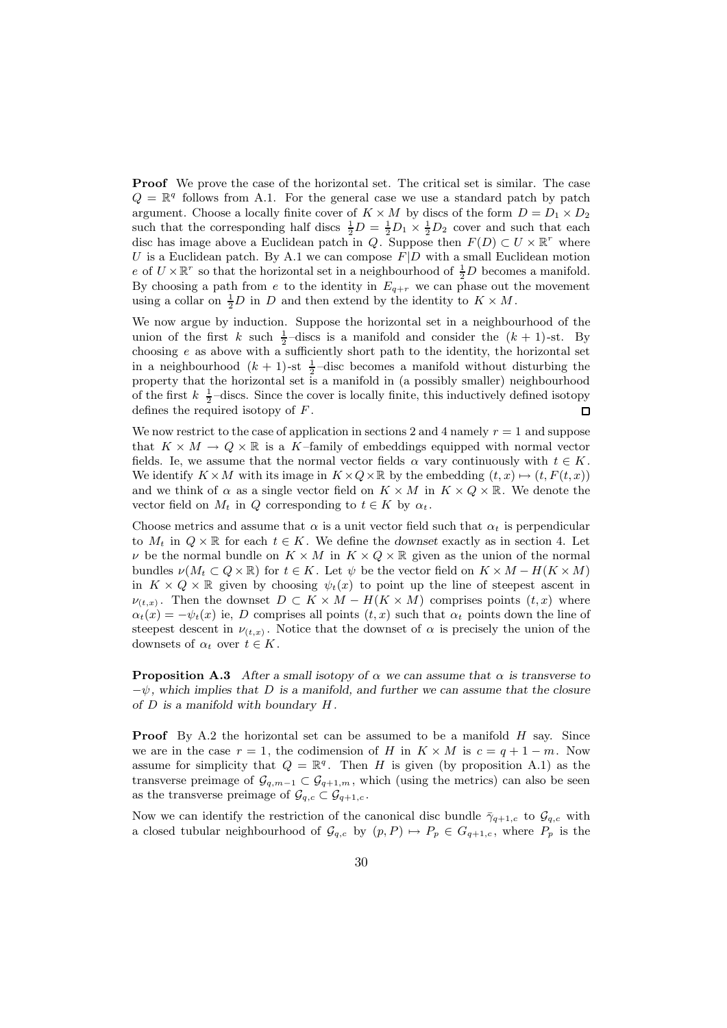**Proof** We prove the case of the horizontal set. The critical set is similar. The case $Q = \mathbb{R}^q$ follows from A.1. For the general case we use a standard patch by patch argument. Choose a locally finite cover of $K \times M$ by discs of the form $D = D_1 \times D_2$ such that the corresponding half discs $\frac{1}{2}D = \frac{1}{2}D_1 \times \frac{1}{2}D_2$ cover and such that each disc has image above a Euclidean patch in $Q$. Suppose then $F(D) \subset U \times \mathbb{R}^r$ where $U$ is a Euclidean patch. By A.1 we can compose $F|D$ with a small Euclidean motion $e$ of $U \times \mathbb{R}^r$ so that the horizontal set in a neighbourhood of $\frac{1}{2}D$ becomes a manifold. By choosing a path from $e$ to the identity in $E_{q+r}$ we can phase out the movement using a collar on $\frac{1}{2}D$ in $D$ and then extend by the identity to $K \times M$.

We now argue by induction. Suppose the horizontal set in a neighbourhood of the union of the first $k$ such $\frac{1}{2}$–discs is a manifold and consider the $(k+1)$-st. By choosing $e$ as above with a sufficiently short path to the identity, the horizontal set in a neighbourhood $(k+1)$-st $\frac{1}{2}$–disc becomes a manifold without disturbing the property that the horizontal set is a manifold in (a possibly smaller) neighbourhood of the first $k$ $\frac{1}{2}$–discs. Since the cover is locally finite, this inductively defined isotopy defines the required isotopy of $F$. ∎

We now restrict to the case of application in sections 2 and 4 namely $r = 1$ and suppose that $K \times M \to Q \times \mathbb{R}$ is a $K$–family of embeddings equipped with normal vector fields. Ie, we assume that the normal vector fields $\alpha$ vary continuously with $t \in K$. We identify $K \times M$ with its image in $K \times Q \times \mathbb{R}$ by the embedding $(t, x) \mapsto (t, F(t, x))$ and we think of $\alpha$ as a single vector field on $K \times M$ in $K \times Q \times \mathbb{R}$. We denote the vector field on $M_t$ in $Q$ corresponding to $t \in K$ by $\alpha_t$.

Choose metrics and assume that $\alpha$ is a unit vector field such that $\alpha_t$ is perpendicular to $M_t$ in $Q \times \mathbb{R}$ for each $t \in K$. We define the *downset* exactly as in section 4. Let $\nu$ be the normal bundle on $K \times M$ in $K \times Q \times \mathbb{R}$ given as the union of the normal bundles $\nu(M_t \subset Q \times \mathbb{R})$ for $t \in K$. Let $\psi$ be the vector field on $K \times M - H(K \times M)$ in $K \times Q \times \mathbb{R}$ given by choosing $\psi_t(x)$ to point up the line of steepest ascent in $\nu_{(t,x)}$. Then the downset $D \subset K \times M - H(K \times M)$ comprises points $(t, x)$ where $\alpha_t(x) = -\psi_t(x)$ ie, $D$ comprises all points $(t, x)$ such that $\alpha_t$ points down the line of steepest descent in $\nu_{(t,x)}$. Notice that the downset of $\alpha$ is precisely the union of the downsets of $\alpha_t$ over $t \in K$.

**Proposition A.3** *After a small isotopy of $\alpha$ we can assume that $\alpha$ is transverse to $-\psi$, which implies that $D$ is a manifold, and further we can assume that the closure of $D$ is a manifold with boundary $H$.*

**Proof** By A.2 the horizontal set can be assumed to be a manifold $H$ say. Since we are in the case $r = 1$, the codimension of $H$ in $K \times M$ is $c = q + 1 - m$. Now assume for simplicity that $Q = \mathbb{R}^q$. Then $H$ is given (by proposition A.1) as the transverse preimage of $\mathcal{G}_{q,m-1} \subset \mathcal{G}_{q+1,m}$, which (using the metrics) can also be seen as the transverse preimage of $\mathcal{G}_{q,c} \subset \mathcal{G}_{q+1,c}$.

Now we can identify the restriction of the canonical disc bundle $\bar{\gamma}_{q+1,c}$ to $\mathcal{G}_{q,c}$ with a closed tubular neighbourhood of $\mathcal{G}_{q,c}$ by $(p, P) \mapsto P_p \in G_{q+1,c}$, where $P_p$ is the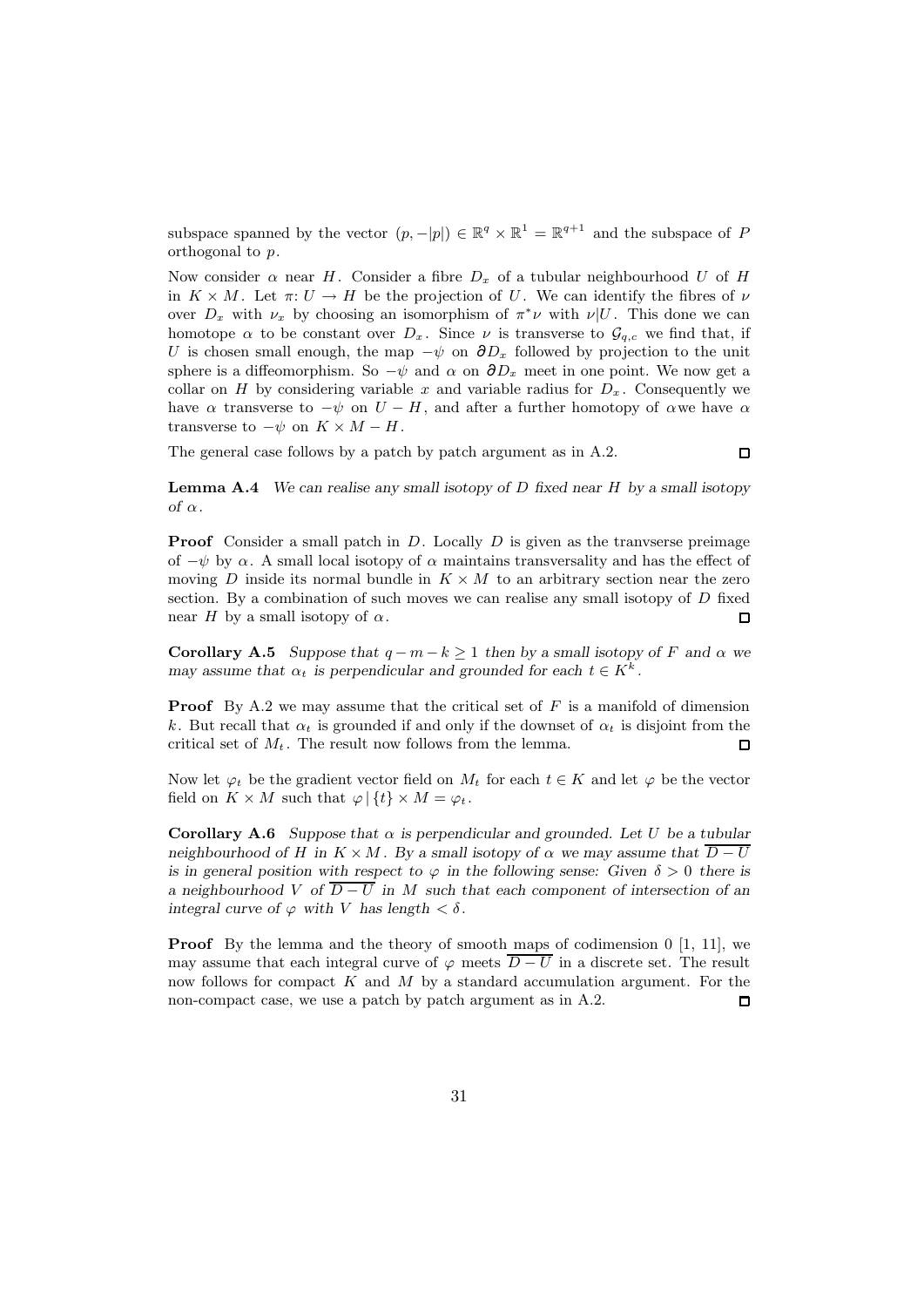subspace spanned by the vector $(p, -|p|) \in \mathbb{R}^q \times \mathbb{R}^1 = \mathbb{R}^{q+1}$ and the subspace of $P$ orthogonal to $p$.

Now consider $\alpha$ near $H$. Consider a fibre $D_x$ of a tubular neighbourhood $U$ of $H$ in $K \times M$. Let $\pi\colon U \to H$ be the projection of $U$. We can identify the fibres of $\nu$ over $D_x$ with $\nu_x$ by choosing an isomorphism of $\pi^*\nu$ with $\nu|U$. This done we can homotope $\alpha$ to be constant over $D_x$. Since $\nu$ is transverse to $\mathcal{G}_{q,c}$ we find that, if $U$ is chosen small enough, the map $-\psi$ on $\partial D_x$ followed by projection to the unit sphere is a diffeomorphism. So $-\psi$ and $\alpha$ on $\partial D_x$ meet in one point. We now get a collar on $H$ by considering variable $x$ and variable radius for $D_x$. Consequently we have $\alpha$ transverse to $-\psi$ on $U - H$, and after a further homotopy of $\alpha$we have $\alpha$ transverse to $-\psi$ on $K \times M - H$.

The general case follows by a patch by patch argument as in A.2. ◻

**Lemma A.4** *We can realise any small isotopy of $D$ fixed near $H$ by a small isotopy of $\alpha$.*

**Proof** Consider a small patch in $D$. Locally $D$ is given as the tranvserse preimage of $-\psi$ by $\alpha$. A small local isotopy of $\alpha$ maintains transversality and has the effect of moving $D$ inside its normal bundle in $K \times M$ to an arbitrary section near the zero section. By a combination of such moves we can realise any small isotopy of $D$ fixed near $H$ by a small isotopy of $\alpha$. ◻

**Corollary A.5** *Suppose that $q - m - k \geq 1$ then by a small isotopy of $F$ and $\alpha$ we may assume that $\alpha_t$ is perpendicular and grounded for each $t \in K^k$.*

**Proof** By A.2 we may assume that the critical set of $F$ is a manifold of dimension $k$. But recall that $\alpha_t$ is grounded if and only if the downset of $\alpha_t$ is disjoint from the critical set of $M_t$. The result now follows from the lemma. ◻

Now let $\varphi_t$ be the gradient vector field on $M_t$ for each $t \in K$ and let $\varphi$ be the vector field on $K \times M$ such that $\varphi \,|\, \{t\} \times M = \varphi_t$.

**Corollary A.6** *Suppose that $\alpha$ is perpendicular and grounded. Let $U$ be a tubular neighbourhood of $H$ in $K \times M$. By a small isotopy of $\alpha$ we may assume that $\overline{D - U}$ is in general position with respect to $\varphi$ in the following sense: Given $\delta > 0$ there is a neighbourhood $V$ of $\overline{D - U}$ in $M$ such that each component of intersection of an integral curve of $\varphi$ with $V$ has length $< \delta$.*

**Proof** By the lemma and the theory of smooth maps of codimension 0 [1, 11], we may assume that each integral curve of $\varphi$ meets $\overline{D - U}$ in a discrete set. The result now follows for compact $K$ and $M$ by a standard accumulation argument. For the non-compact case, we use a patch by patch argument as in A.2. ◻